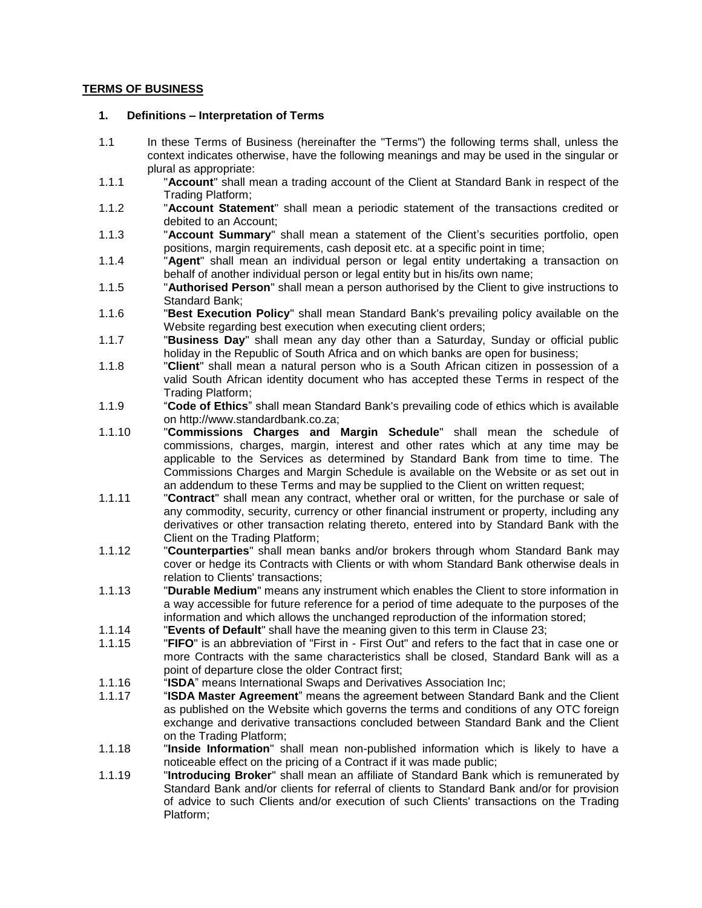**TERMS OF BUSINESS**

**1. Definitions – Interpretation of Terms**

1.1 In these Terms of Business (hereinafter the "Terms") the following terms shall, unless the context indicates otherwise, have the following meanings and may be used in the singular or plural as appropriate:

1.1.1 "**Account**" shall mean a trading account of the Client at Standard Bank in respect of the Trading Platform;

1.1.2 "**Account Statement**" shall mean a periodic statement of the transactions credited or debited to an Account;

1.1.3 "**Account Summary**" shall mean a statement of the Client's securities portfolio, open positions, margin requirements, cash deposit etc. at a specific point in time;

1.1.4 "**Agent**" shall mean an individual person or legal entity undertaking a transaction on behalf of another individual person or legal entity but in his/its own name;

1.1.5 "**Authorised Person**" shall mean a person authorised by the Client to give instructions to Standard Bank;

1.1.6 "**Best Execution Policy**" shall mean Standard Bank's prevailing policy available on the Website regarding best execution when executing client orders;

1.1.7 "**Business Day**" shall mean any day other than a Saturday, Sunday or official public holiday in the Republic of South Africa and on which banks are open for business;

1.1.8 "**Client**" shall mean a natural person who is a South African citizen in possession of a valid South African identity document who has accepted these Terms in respect of the Trading Platform;

1.1.9 "**Code of Ethics**" shall mean Standard Bank's prevailing code of ethics which is available on http://www.standardbank.co.za;

1.1.10 "**Commissions Charges and Margin Schedule**" shall mean the schedule of commissions, charges, margin, interest and other rates which at any time may be applicable to the Services as determined by Standard Bank from time to time. The Commissions Charges and Margin Schedule is available on the Website or as set out in an addendum to these Terms and may be supplied to the Client on written request;

1.1.11 "**Contract**" shall mean any contract, whether oral or written, for the purchase or sale of any commodity, security, currency or other financial instrument or property, including any derivatives or other transaction relating thereto, entered into by Standard Bank with the Client on the Trading Platform;

1.1.12 "**Counterparties**" shall mean banks and/or brokers through whom Standard Bank may cover or hedge its Contracts with Clients or with whom Standard Bank otherwise deals in relation to Clients' transactions;

1.1.13 "**Durable Medium**" means any instrument which enables the Client to store information in a way accessible for future reference for a period of time adequate to the purposes of the information and which allows the unchanged reproduction of the information stored;

1.1.14 "**Events of Default**" shall have the meaning given to this term in Clause 23;

1.1.15 "**FIFO**" is an abbreviation of "First in - First Out" and refers to the fact that in case one or more Contracts with the same characteristics shall be closed, Standard Bank will as a point of departure close the older Contract first;

1.1.16 "**ISDA**" means International Swaps and Derivatives Association Inc;

1.1.17 "**ISDA Master Agreement**" means the agreement between Standard Bank and the Client as published on the Website which governs the terms and conditions of any OTC foreign exchange and derivative transactions concluded between Standard Bank and the Client on the Trading Platform;

1.1.18 "**Inside Information**" shall mean non-published information which is likely to have a noticeable effect on the pricing of a Contract if it was made public;

1.1.19 "**Introducing Broker**" shall mean an affiliate of Standard Bank which is remunerated by Standard Bank and/or clients for referral of clients to Standard Bank and/or for provision of advice to such Clients and/or execution of such Clients' transactions on the Trading Platform;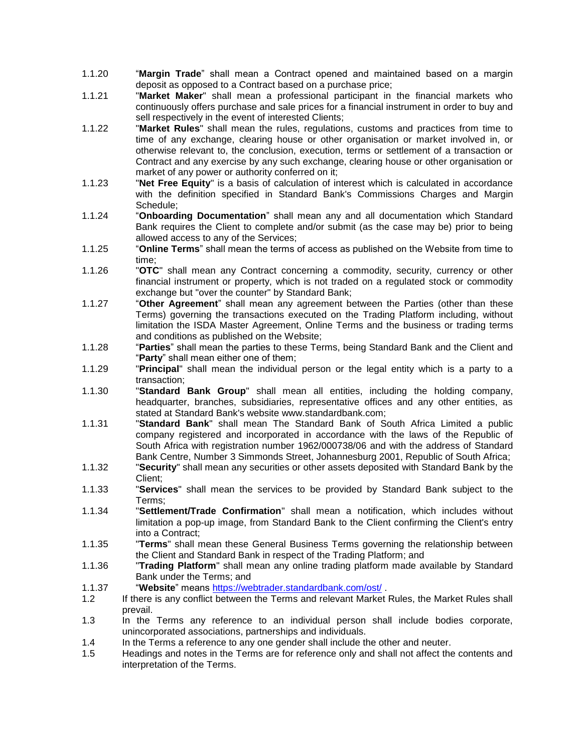1.1.20 “**Margin Trade**” shall mean a Contract opened and maintained based on a margin deposit as opposed to a Contract based on a purchase price;

1.1.21 "**Market Maker**" shall mean a professional participant in the financial markets who continuously offers purchase and sale prices for a financial instrument in order to buy and sell respectively in the event of interested Clients;

1.1.22 "**Market Rules**" shall mean the rules, regulations, customs and practices from time to time of any exchange, clearing house or other organisation or market involved in, or otherwise relevant to, the conclusion, execution, terms or settlement of a transaction or Contract and any exercise by any such exchange, clearing house or other organisation or market of any power or authority conferred on it;

1.1.23 "**Net Free Equity**" is a basis of calculation of interest which is calculated in accordance with the definition specified in Standard Bank's Commissions Charges and Margin Schedule;

1.1.24 “**Onboarding Documentation**” shall mean any and all documentation which Standard Bank requires the Client to complete and/or submit (as the case may be) prior to being allowed access to any of the Services;

1.1.25 “**Online Terms**” shall mean the terms of access as published on the Website from time to time;

1.1.26 "**OTC**" shall mean any Contract concerning a commodity, security, currency or other financial instrument or property, which is not traded on a regulated stock or commodity exchange but "over the counter" by Standard Bank;

1.1.27 “**Other Agreement**” shall mean any agreement between the Parties (other than these Terms) governing the transactions executed on the Trading Platform including, without limitation the ISDA Master Agreement, Online Terms and the business or trading terms and conditions as published on the Website;

1.1.28 “**Parties**” shall mean the parties to these Terms, being Standard Bank and the Client and “**Party**” shall mean either one of them;

1.1.29 "**Principal**" shall mean the individual person or the legal entity which is a party to a transaction;

1.1.30 "**Standard Bank Group**" shall mean all entities, including the holding company, headquarter, branches, subsidiaries, representative offices and any other entities, as stated at Standard Bank's website www.standardbank.com;

1.1.31 "**Standard Bank**" shall mean The Standard Bank of South Africa Limited a public company registered and incorporated in accordance with the laws of the Republic of South Africa with registration number 1962/000738/06 and with the address of Standard Bank Centre, Number 3 Simmonds Street, Johannesburg 2001, Republic of South Africa;

1.1.32 "**Security**" shall mean any securities or other assets deposited with Standard Bank by the Client;

1.1.33 "**Services**" shall mean the services to be provided by Standard Bank subject to the Terms;

1.1.34 "**Settlement/Trade Confirmation**" shall mean a notification, which includes without limitation a pop-up image, from Standard Bank to the Client confirming the Client's entry into a Contract;

1.1.35 "**Terms**" shall mean these General Business Terms governing the relationship between the Client and Standard Bank in respect of the Trading Platform; and

1.1.36 "**Trading Platform**" shall mean any online trading platform made available by Standard Bank under the Terms; and

1.1.37 “**Website**” means [https://webtrader.standardbank.com/ost/](https://webtrader.standardbank.com/ost/) .

1.2 If there is any conflict between the Terms and relevant Market Rules, the Market Rules shall prevail.

1.3 In the Terms any reference to an individual person shall include bodies corporate, unincorporated associations, partnerships and individuals.

1.4 In the Terms a reference to any one gender shall include the other and neuter.

1.5 Headings and notes in the Terms are for reference only and shall not affect the contents and interpretation of the Terms.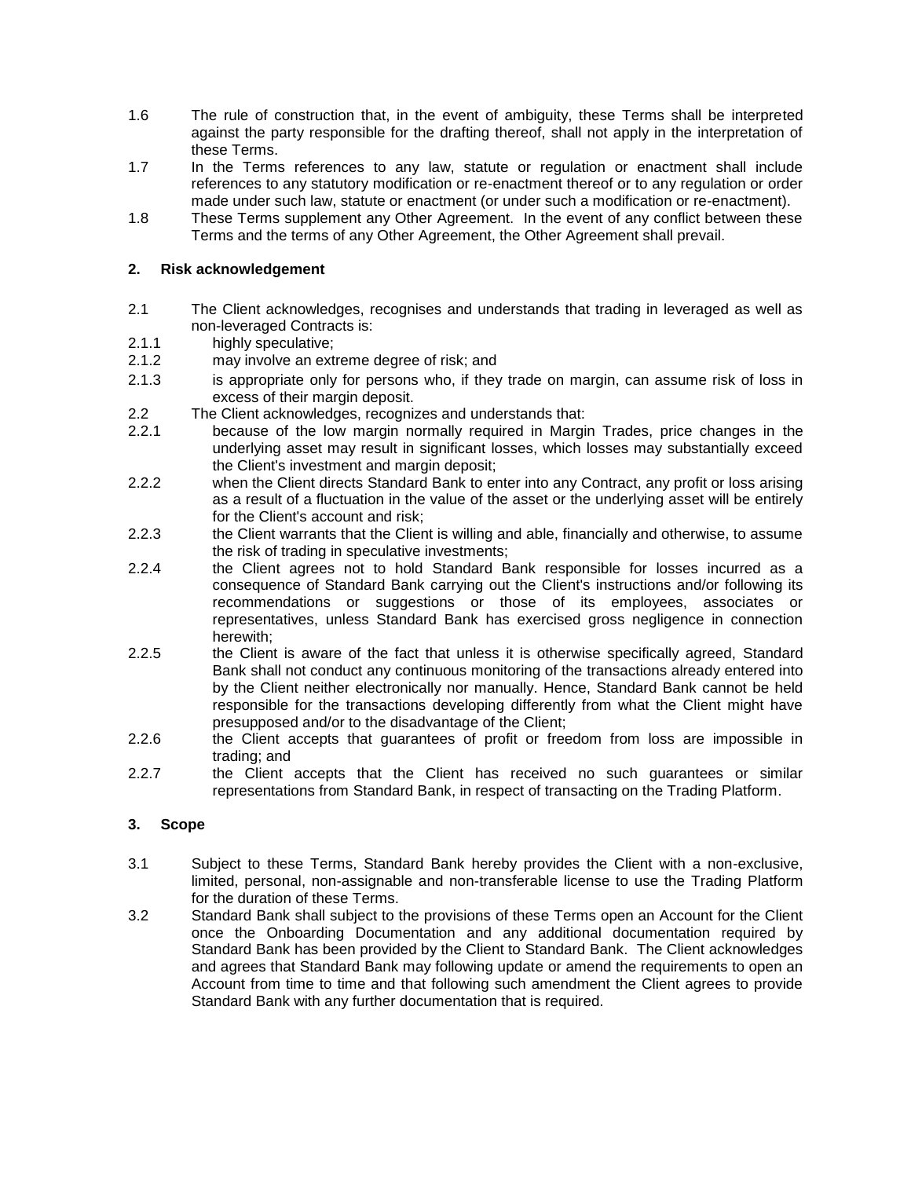1.6 The rule of construction that, in the event of ambiguity, these Terms shall be interpreted against the party responsible for the drafting thereof, shall not apply in the interpretation of these Terms.

1.7 In the Terms references to any law, statute or regulation or enactment shall include references to any statutory modification or re-enactment thereof or to any regulation or order made under such law, statute or enactment (or under such a modification or re-enactment).

1.8 These Terms supplement any Other Agreement. In the event of any conflict between these Terms and the terms of any Other Agreement, the Other Agreement shall prevail.

## 2. Risk acknowledgement

2.1 The Client acknowledges, recognises and understands that trading in leveraged as well as non-leveraged Contracts is:

2.1.1 highly speculative;

2.1.2 may involve an extreme degree of risk; and

2.1.3 is appropriate only for persons who, if they trade on margin, can assume risk of loss in excess of their margin deposit.

2.2 The Client acknowledges, recognizes and understands that:

2.2.1 because of the low margin normally required in Margin Trades, price changes in the underlying asset may result in significant losses, which losses may substantially exceed the Client's investment and margin deposit;

2.2.2 when the Client directs Standard Bank to enter into any Contract, any profit or loss arising as a result of a fluctuation in the value of the asset or the underlying asset will be entirely for the Client's account and risk;

2.2.3 the Client warrants that the Client is willing and able, financially and otherwise, to assume the risk of trading in speculative investments;

2.2.4 the Client agrees not to hold Standard Bank responsible for losses incurred as a consequence of Standard Bank carrying out the Client's instructions and/or following its recommendations or suggestions or those of its employees, associates or representatives, unless Standard Bank has exercised gross negligence in connection herewith;

2.2.5 the Client is aware of the fact that unless it is otherwise specifically agreed, Standard Bank shall not conduct any continuous monitoring of the transactions already entered into by the Client neither electronically nor manually. Hence, Standard Bank cannot be held responsible for the transactions developing differently from what the Client might have presupposed and/or to the disadvantage of the Client;

2.2.6 the Client accepts that guarantees of profit or freedom from loss are impossible in trading; and

2.2.7 the Client accepts that the Client has received no such guarantees or similar representations from Standard Bank, in respect of transacting on the Trading Platform.

## 3. Scope

3.1 Subject to these Terms, Standard Bank hereby provides the Client with a non-exclusive, limited, personal, non-assignable and non-transferable license to use the Trading Platform for the duration of these Terms.

3.2 Standard Bank shall subject to the provisions of these Terms open an Account for the Client once the Onboarding Documentation and any additional documentation required by Standard Bank has been provided by the Client to Standard Bank. The Client acknowledges and agrees that Standard Bank may following update or amend the requirements to open an Account from time to time and that following such amendment the Client agrees to provide Standard Bank with any further documentation that is required.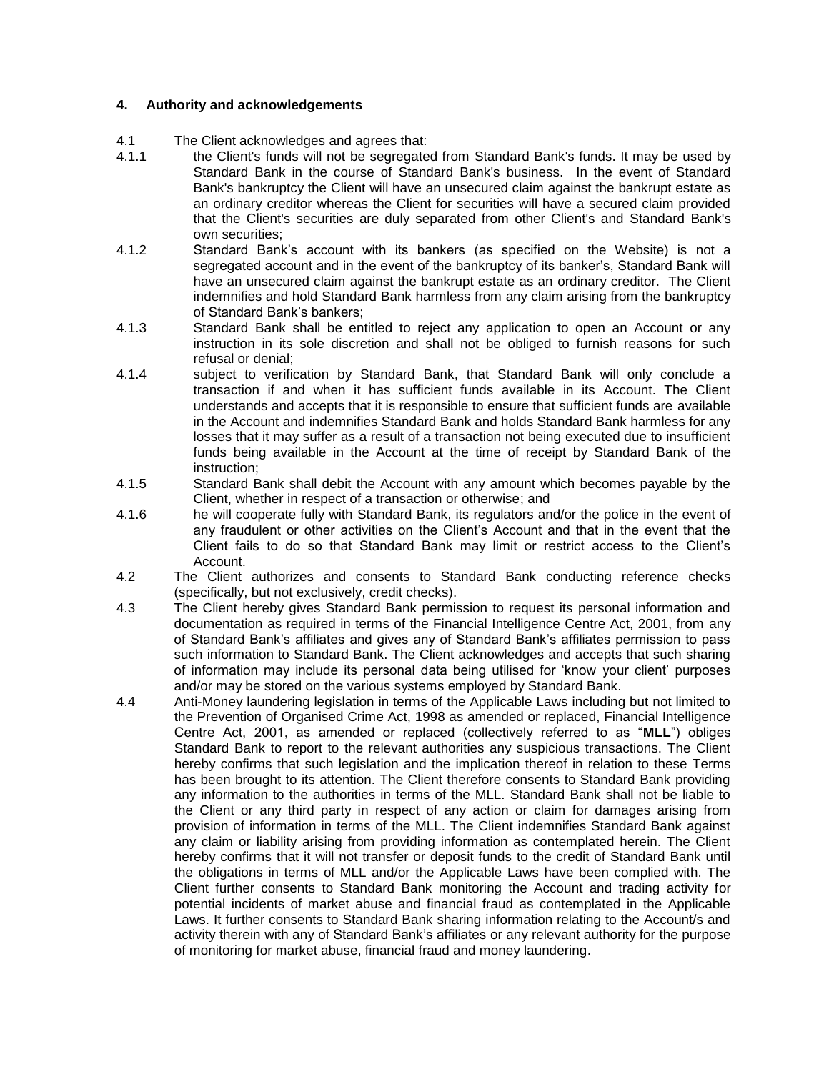### 4. Authority and acknowledgements

4.1 The Client acknowledges and agrees that:

4.1.1 the Client's funds will not be segregated from Standard Bank's funds. It may be used by Standard Bank in the course of Standard Bank's business. In the event of Standard Bank's bankruptcy the Client will have an unsecured claim against the bankrupt estate as an ordinary creditor whereas the Client for securities will have a secured claim provided that the Client's securities are duly separated from other Client's and Standard Bank's own securities;

4.1.2 Standard Bank's account with its bankers (as specified on the Website) is not a segregated account and in the event of the bankruptcy of its banker's, Standard Bank will have an unsecured claim against the bankrupt estate as an ordinary creditor. The Client indemnifies and hold Standard Bank harmless from any claim arising from the bankruptcy of Standard Bank's bankers;

4.1.3 Standard Bank shall be entitled to reject any application to open an Account or any instruction in its sole discretion and shall not be obliged to furnish reasons for such refusal or denial;

4.1.4 subject to verification by Standard Bank, that Standard Bank will only conclude a transaction if and when it has sufficient funds available in its Account. The Client understands and accepts that it is responsible to ensure that sufficient funds are available in the Account and indemnifies Standard Bank and holds Standard Bank harmless for any losses that it may suffer as a result of a transaction not being executed due to insufficient funds being available in the Account at the time of receipt by Standard Bank of the instruction;

4.1.5 Standard Bank shall debit the Account with any amount which becomes payable by the Client, whether in respect of a transaction or otherwise; and

4.1.6 he will cooperate fully with Standard Bank, its regulators and/or the police in the event of any fraudulent or other activities on the Client's Account and that in the event that the Client fails to do so that Standard Bank may limit or restrict access to the Client's Account.

4.2 The Client authorizes and consents to Standard Bank conducting reference checks (specifically, but not exclusively, credit checks).

4.3 The Client hereby gives Standard Bank permission to request its personal information and documentation as required in terms of the Financial Intelligence Centre Act, 2001, from any of Standard Bank's affiliates and gives any of Standard Bank's affiliates permission to pass such information to Standard Bank. The Client acknowledges and accepts that such sharing of information may include its personal data being utilised for 'know your client' purposes and/or may be stored on the various systems employed by Standard Bank.

4.4 Anti-Money laundering legislation in terms of the Applicable Laws including but not limited to the Prevention of Organised Crime Act, 1998 as amended or replaced, Financial Intelligence Centre Act, 2001, as amended or replaced (collectively referred to as "**MLL**") obliges Standard Bank to report to the relevant authorities any suspicious transactions. The Client hereby confirms that such legislation and the implication thereof in relation to these Terms has been brought to its attention. The Client therefore consents to Standard Bank providing any information to the authorities in terms of the MLL. Standard Bank shall not be liable to the Client or any third party in respect of any action or claim for damages arising from provision of information in terms of the MLL. The Client indemnifies Standard Bank against any claim or liability arising from providing information as contemplated herein. The Client hereby confirms that it will not transfer or deposit funds to the credit of Standard Bank until the obligations in terms of MLL and/or the Applicable Laws have been complied with. The Client further consents to Standard Bank monitoring the Account and trading activity for potential incidents of market abuse and financial fraud as contemplated in the Applicable Laws. It further consents to Standard Bank sharing information relating to the Account/s and activity therein with any of Standard Bank's affiliates or any relevant authority for the purpose of monitoring for market abuse, financial fraud and money laundering.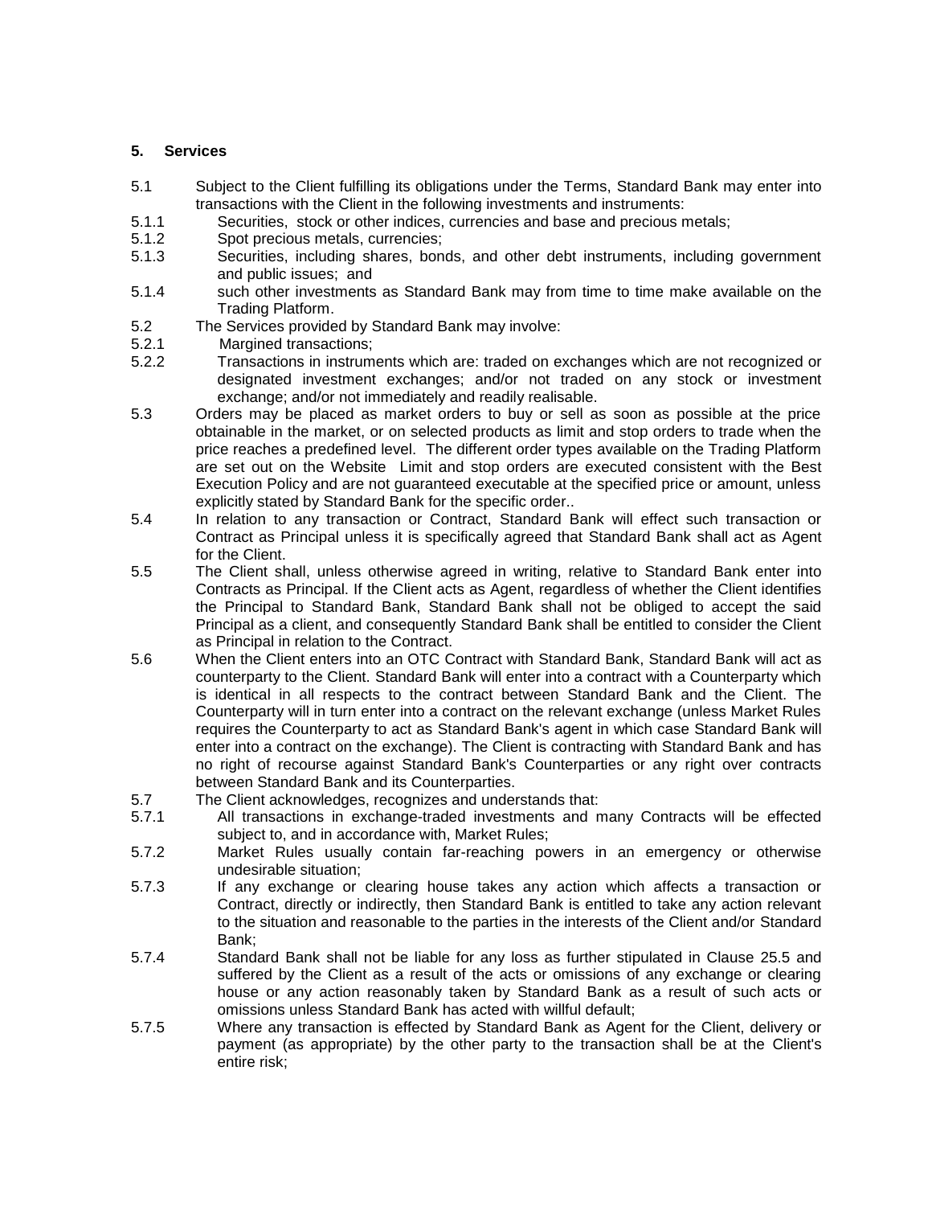## 5. Services

5.1 Subject to the Client fulfilling its obligations under the Terms, Standard Bank may enter into transactions with the Client in the following investments and instruments:

5.1.1 Securities, stock or other indices, currencies and base and precious metals;

5.1.2 Spot precious metals, currencies;

5.1.3 Securities, including shares, bonds, and other debt instruments, including government and public issues; and

5.1.4 such other investments as Standard Bank may from time to time make available on the Trading Platform.

5.2 The Services provided by Standard Bank may involve:

5.2.1 Margined transactions;

5.2.2 Transactions in instruments which are: traded on exchanges which are not recognized or designated investment exchanges; and/or not traded on any stock or investment exchange; and/or not immediately and readily realisable.

5.3 Orders may be placed as market orders to buy or sell as soon as possible at the price obtainable in the market, or on selected products as limit and stop orders to trade when the price reaches a predefined level. The different order types available on the Trading Platform are set out on the Website Limit and stop orders are executed consistent with the Best Execution Policy and are not guaranteed executable at the specified price or amount, unless explicitly stated by Standard Bank for the specific order..

5.4 In relation to any transaction or Contract, Standard Bank will effect such transaction or Contract as Principal unless it is specifically agreed that Standard Bank shall act as Agent for the Client.

5.5 The Client shall, unless otherwise agreed in writing, relative to Standard Bank enter into Contracts as Principal. If the Client acts as Agent, regardless of whether the Client identifies the Principal to Standard Bank, Standard Bank shall not be obliged to accept the said Principal as a client, and consequently Standard Bank shall be entitled to consider the Client as Principal in relation to the Contract.

5.6 When the Client enters into an OTC Contract with Standard Bank, Standard Bank will act as counterparty to the Client. Standard Bank will enter into a contract with a Counterparty which is identical in all respects to the contract between Standard Bank and the Client. The Counterparty will in turn enter into a contract on the relevant exchange (unless Market Rules requires the Counterparty to act as Standard Bank's agent in which case Standard Bank will enter into a contract on the exchange). The Client is contracting with Standard Bank and has no right of recourse against Standard Bank's Counterparties or any right over contracts between Standard Bank and its Counterparties.

5.7 The Client acknowledges, recognizes and understands that:

5.7.1 All transactions in exchange-traded investments and many Contracts will be effected subject to, and in accordance with, Market Rules;

5.7.2 Market Rules usually contain far-reaching powers in an emergency or otherwise undesirable situation;

5.7.3 If any exchange or clearing house takes any action which affects a transaction or Contract, directly or indirectly, then Standard Bank is entitled to take any action relevant to the situation and reasonable to the parties in the interests of the Client and/or Standard Bank;

5.7.4 Standard Bank shall not be liable for any loss as further stipulated in Clause 25.5 and suffered by the Client as a result of the acts or omissions of any exchange or clearing house or any action reasonably taken by Standard Bank as a result of such acts or omissions unless Standard Bank has acted with willful default;

5.7.5 Where any transaction is effected by Standard Bank as Agent for the Client, delivery or payment (as appropriate) by the other party to the transaction shall be at the Client's entire risk;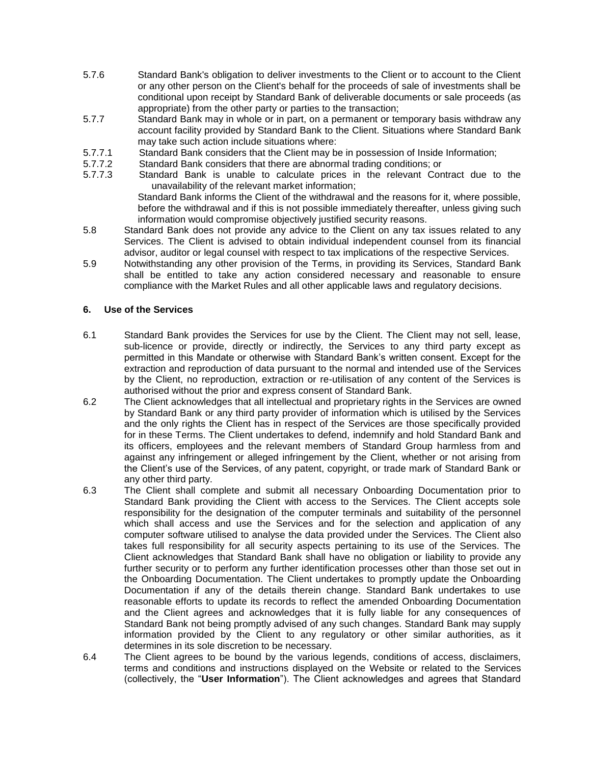5.7.6 Standard Bank's obligation to deliver investments to the Client or to account to the Client or any other person on the Client's behalf for the proceeds of sale of investments shall be conditional upon receipt by Standard Bank of deliverable documents or sale proceeds (as appropriate) from the other party or parties to the transaction;

5.7.7 Standard Bank may in whole or in part, on a permanent or temporary basis withdraw any account facility provided by Standard Bank to the Client. Situations where Standard Bank may take such action include situations where:

5.7.7.1 Standard Bank considers that the Client may be in possession of Inside Information;

5.7.7.2 Standard Bank considers that there are abnormal trading conditions; or

5.7.7.3 Standard Bank is unable to calculate prices in the relevant Contract due to the unavailability of the relevant market information;

Standard Bank informs the Client of the withdrawal and the reasons for it, where possible, before the withdrawal and if this is not possible immediately thereafter, unless giving such information would compromise objectively justified security reasons.

5.8 Standard Bank does not provide any advice to the Client on any tax issues related to any Services. The Client is advised to obtain individual independent counsel from its financial advisor, auditor or legal counsel with respect to tax implications of the respective Services.

5.9 Notwithstanding any other provision of the Terms, in providing its Services, Standard Bank shall be entitled to take any action considered necessary and reasonable to ensure compliance with the Market Rules and all other applicable laws and regulatory decisions.

### 6. Use of the Services

6.1 Standard Bank provides the Services for use by the Client. The Client may not sell, lease, sub-licence or provide, directly or indirectly, the Services to any third party except as permitted in this Mandate or otherwise with Standard Bank's written consent. Except for the extraction and reproduction of data pursuant to the normal and intended use of the Services by the Client, no reproduction, extraction or re-utilisation of any content of the Services is authorised without the prior and express consent of Standard Bank.

6.2 The Client acknowledges that all intellectual and proprietary rights in the Services are owned by Standard Bank or any third party provider of information which is utilised by the Services and the only rights the Client has in respect of the Services are those specifically provided for in these Terms. The Client undertakes to defend, indemnify and hold Standard Bank and its officers, employees and the relevant members of Standard Group harmless from and against any infringement or alleged infringement by the Client, whether or not arising from the Client's use of the Services, of any patent, copyright, or trade mark of Standard Bank or any other third party.

6.3 The Client shall complete and submit all necessary Onboarding Documentation prior to Standard Bank providing the Client with access to the Services. The Client accepts sole responsibility for the designation of the computer terminals and suitability of the personnel which shall access and use the Services and for the selection and application of any computer software utilised to analyse the data provided under the Services. The Client also takes full responsibility for all security aspects pertaining to its use of the Services. The Client acknowledges that Standard Bank shall have no obligation or liability to provide any further security or to perform any further identification processes other than those set out in the Onboarding Documentation. The Client undertakes to promptly update the Onboarding Documentation if any of the details therein change. Standard Bank undertakes to use reasonable efforts to update its records to reflect the amended Onboarding Documentation and the Client agrees and acknowledges that it is fully liable for any consequences of Standard Bank not being promptly advised of any such changes. Standard Bank may supply information provided by the Client to any regulatory or other similar authorities, as it determines in its sole discretion to be necessary.

6.4 The Client agrees to be bound by the various legends, conditions of access, disclaimers, terms and conditions and instructions displayed on the Website or related to the Services (collectively, the "**User Information**"). The Client acknowledges and agrees that Standard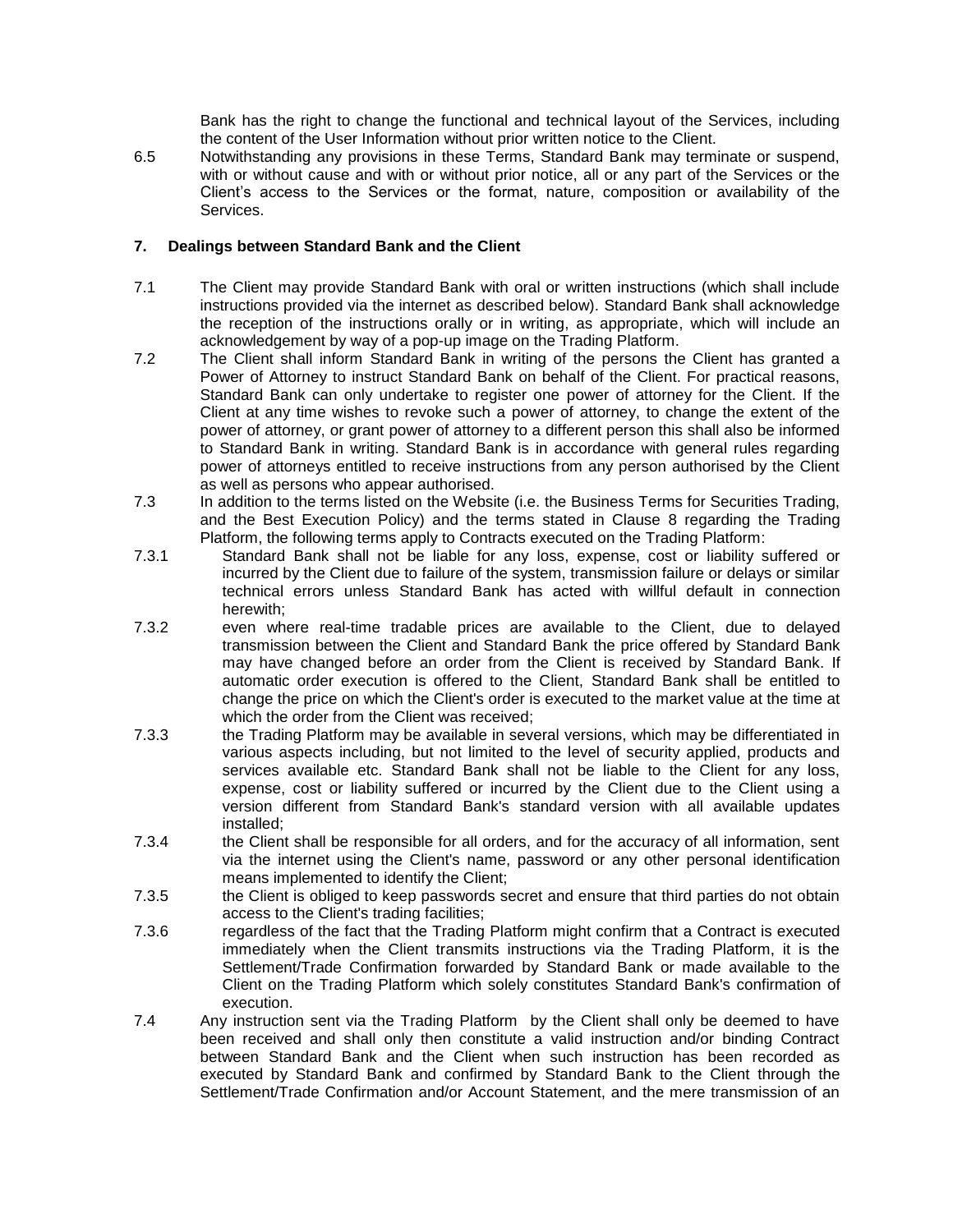Bank has the right to change the functional and technical layout of the Services, including the content of the User Information without prior written notice to the Client.

6.5 Notwithstanding any provisions in these Terms, Standard Bank may terminate or suspend, with or without cause and with or without prior notice, all or any part of the Services or the Client's access to the Services or the format, nature, composition or availability of the Services.

## 7. Dealings between Standard Bank and the Client

7.1 The Client may provide Standard Bank with oral or written instructions (which shall include instructions provided via the internet as described below). Standard Bank shall acknowledge the reception of the instructions orally or in writing, as appropriate, which will include an acknowledgement by way of a pop-up image on the Trading Platform.

7.2 The Client shall inform Standard Bank in writing of the persons the Client has granted a Power of Attorney to instruct Standard Bank on behalf of the Client. For practical reasons, Standard Bank can only undertake to register one power of attorney for the Client. If the Client at any time wishes to revoke such a power of attorney, to change the extent of the power of attorney, or grant power of attorney to a different person this shall also be informed to Standard Bank in writing. Standard Bank is in accordance with general rules regarding power of attorneys entitled to receive instructions from any person authorised by the Client as well as persons who appear authorised.

7.3 In addition to the terms listed on the Website (i.e. the Business Terms for Securities Trading, and the Best Execution Policy) and the terms stated in Clause 8 regarding the Trading Platform, the following terms apply to Contracts executed on the Trading Platform:

7.3.1 Standard Bank shall not be liable for any loss, expense, cost or liability suffered or incurred by the Client due to failure of the system, transmission failure or delays or similar technical errors unless Standard Bank has acted with willful default in connection herewith;

7.3.2 even where real-time tradable prices are available to the Client, due to delayed transmission between the Client and Standard Bank the price offered by Standard Bank may have changed before an order from the Client is received by Standard Bank. If automatic order execution is offered to the Client, Standard Bank shall be entitled to change the price on which the Client's order is executed to the market value at the time at which the order from the Client was received;

7.3.3 the Trading Platform may be available in several versions, which may be differentiated in various aspects including, but not limited to the level of security applied, products and services available etc. Standard Bank shall not be liable to the Client for any loss, expense, cost or liability suffered or incurred by the Client due to the Client using a version different from Standard Bank's standard version with all available updates installed;

7.3.4 the Client shall be responsible for all orders, and for the accuracy of all information, sent via the internet using the Client's name, password or any other personal identification means implemented to identify the Client;

7.3.5 the Client is obliged to keep passwords secret and ensure that third parties do not obtain access to the Client's trading facilities;

7.3.6 regardless of the fact that the Trading Platform might confirm that a Contract is executed immediately when the Client transmits instructions via the Trading Platform, it is the Settlement/Trade Confirmation forwarded by Standard Bank or made available to the Client on the Trading Platform which solely constitutes Standard Bank's confirmation of execution.

7.4 Any instruction sent via the Trading Platform by the Client shall only be deemed to have been received and shall only then constitute a valid instruction and/or binding Contract between Standard Bank and the Client when such instruction has been recorded as executed by Standard Bank and confirmed by Standard Bank to the Client through the Settlement/Trade Confirmation and/or Account Statement, and the mere transmission of an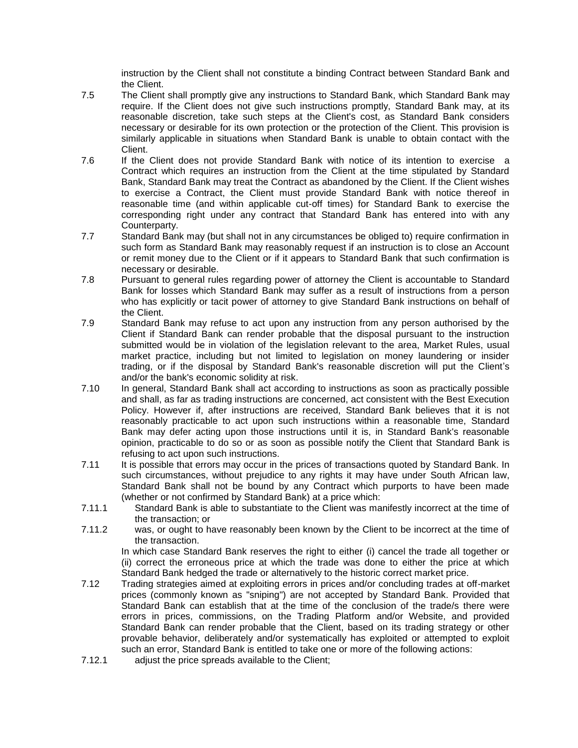instruction by the Client shall not constitute a binding Contract between Standard Bank and the Client.

7.5 The Client shall promptly give any instructions to Standard Bank, which Standard Bank may require. If the Client does not give such instructions promptly, Standard Bank may, at its reasonable discretion, take such steps at the Client's cost, as Standard Bank considers necessary or desirable for its own protection or the protection of the Client. This provision is similarly applicable in situations when Standard Bank is unable to obtain contact with the Client.

7.6 If the Client does not provide Standard Bank with notice of its intention to exercise a Contract which requires an instruction from the Client at the time stipulated by Standard Bank, Standard Bank may treat the Contract as abandoned by the Client. If the Client wishes to exercise a Contract, the Client must provide Standard Bank with notice thereof in reasonable time (and within applicable cut-off times) for Standard Bank to exercise the corresponding right under any contract that Standard Bank has entered into with any Counterparty.

7.7 Standard Bank may (but shall not in any circumstances be obliged to) require confirmation in such form as Standard Bank may reasonably request if an instruction is to close an Account or remit money due to the Client or if it appears to Standard Bank that such confirmation is necessary or desirable.

7.8 Pursuant to general rules regarding power of attorney the Client is accountable to Standard Bank for losses which Standard Bank may suffer as a result of instructions from a person who has explicitly or tacit power of attorney to give Standard Bank instructions on behalf of the Client.

7.9 Standard Bank may refuse to act upon any instruction from any person authorised by the Client if Standard Bank can render probable that the disposal pursuant to the instruction submitted would be in violation of the legislation relevant to the area, Market Rules, usual market practice, including but not limited to legislation on money laundering or insider trading, or if the disposal by Standard Bank's reasonable discretion will put the Client's and/or the bank's economic solidity at risk.

7.10 In general, Standard Bank shall act according to instructions as soon as practically possible and shall, as far as trading instructions are concerned, act consistent with the Best Execution Policy. However if, after instructions are received, Standard Bank believes that it is not reasonably practicable to act upon such instructions within a reasonable time, Standard Bank may defer acting upon those instructions until it is, in Standard Bank's reasonable opinion, practicable to do so or as soon as possible notify the Client that Standard Bank is refusing to act upon such instructions.

7.11 It is possible that errors may occur in the prices of transactions quoted by Standard Bank. In such circumstances, without prejudice to any rights it may have under South African law, Standard Bank shall not be bound by any Contract which purports to have been made (whether or not confirmed by Standard Bank) at a price which:

7.11.1 Standard Bank is able to substantiate to the Client was manifestly incorrect at the time of the transaction; or

7.11.2 was, or ought to have reasonably been known by the Client to be incorrect at the time of the transaction.

In which case Standard Bank reserves the right to either (i) cancel the trade all together or (ii) correct the erroneous price at which the trade was done to either the price at which Standard Bank hedged the trade or alternatively to the historic correct market price.

7.12 Trading strategies aimed at exploiting errors in prices and/or concluding trades at off-market prices (commonly known as "sniping") are not accepted by Standard Bank. Provided that Standard Bank can establish that at the time of the conclusion of the trade/s there were errors in prices, commissions, on the Trading Platform and/or Website, and provided Standard Bank can render probable that the Client, based on its trading strategy or other provable behavior, deliberately and/or systematically has exploited or attempted to exploit such an error, Standard Bank is entitled to take one or more of the following actions:

7.12.1 adjust the price spreads available to the Client;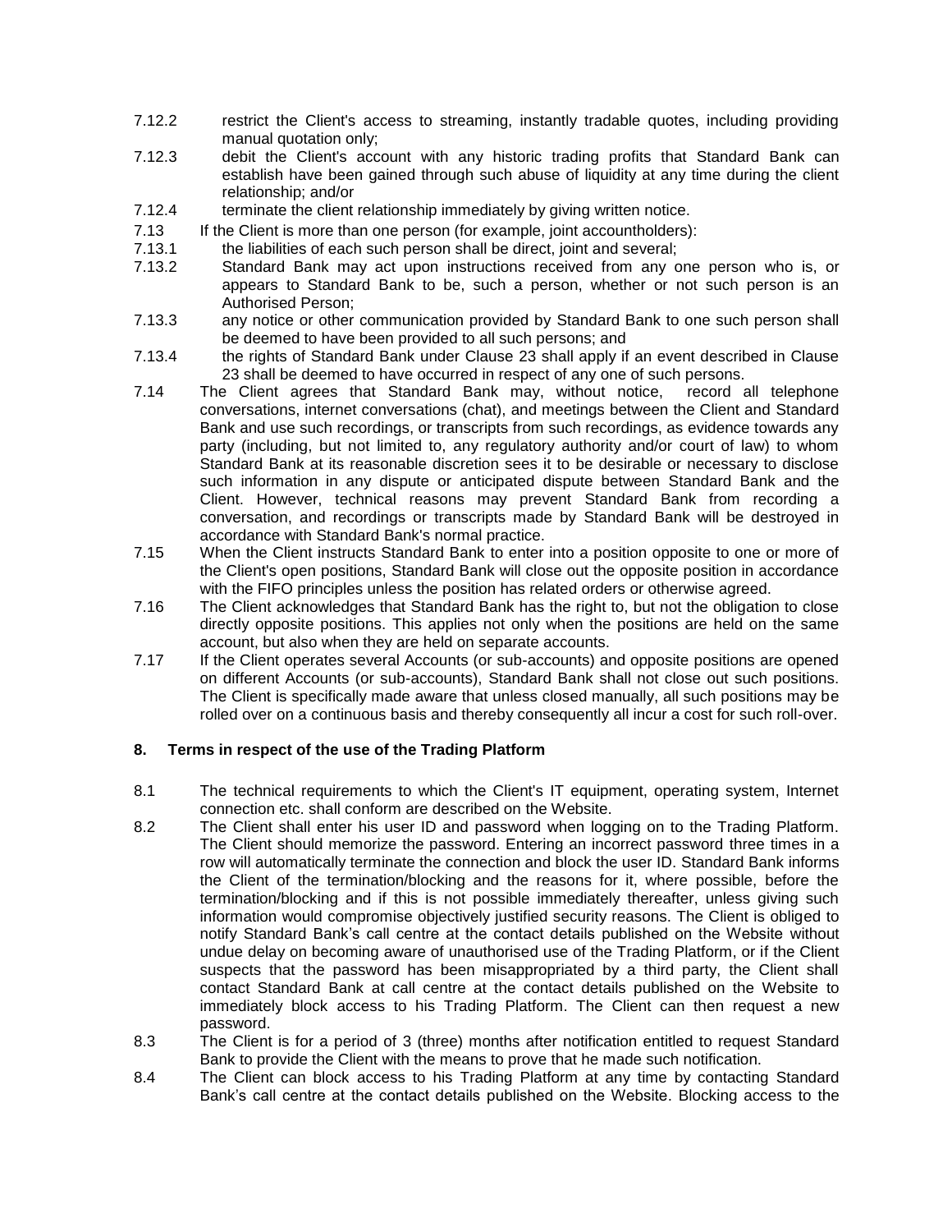7.12.2 restrict the Client's access to streaming, instantly tradable quotes, including providing manual quotation only;

7.12.3 debit the Client's account with any historic trading profits that Standard Bank can establish have been gained through such abuse of liquidity at any time during the client relationship; and/or

7.12.4 terminate the client relationship immediately by giving written notice.

7.13 If the Client is more than one person (for example, joint accountholders):

7.13.1 the liabilities of each such person shall be direct, joint and several;

7.13.2 Standard Bank may act upon instructions received from any one person who is, or appears to Standard Bank to be, such a person, whether or not such person is an Authorised Person;

7.13.3 any notice or other communication provided by Standard Bank to one such person shall be deemed to have been provided to all such persons; and

7.13.4 the rights of Standard Bank under Clause 23 shall apply if an event described in Clause 23 shall be deemed to have occurred in respect of any one of such persons.

7.14 The Client agrees that Standard Bank may, without notice, record all telephone conversations, internet conversations (chat), and meetings between the Client and Standard Bank and use such recordings, or transcripts from such recordings, as evidence towards any party (including, but not limited to, any regulatory authority and/or court of law) to whom Standard Bank at its reasonable discretion sees it to be desirable or necessary to disclose such information in any dispute or anticipated dispute between Standard Bank and the Client. However, technical reasons may prevent Standard Bank from recording a conversation, and recordings or transcripts made by Standard Bank will be destroyed in accordance with Standard Bank's normal practice.

7.15 When the Client instructs Standard Bank to enter into a position opposite to one or more of the Client's open positions, Standard Bank will close out the opposite position in accordance with the FIFO principles unless the position has related orders or otherwise agreed.

7.16 The Client acknowledges that Standard Bank has the right to, but not the obligation to close directly opposite positions. This applies not only when the positions are held on the same account, but also when they are held on separate accounts.

7.17 If the Client operates several Accounts (or sub-accounts) and opposite positions are opened on different Accounts (or sub-accounts), Standard Bank shall not close out such positions. The Client is specifically made aware that unless closed manually, all such positions may be rolled over on a continuous basis and thereby consequently all incur a cost for such roll-over.

## 8. Terms in respect of the use of the Trading Platform

8.1 The technical requirements to which the Client's IT equipment, operating system, Internet connection etc. shall conform are described on the Website.

8.2 The Client shall enter his user ID and password when logging on to the Trading Platform. The Client should memorize the password. Entering an incorrect password three times in a row will automatically terminate the connection and block the user ID. Standard Bank informs the Client of the termination/blocking and the reasons for it, where possible, before the termination/blocking and if this is not possible immediately thereafter, unless giving such information would compromise objectively justified security reasons. The Client is obliged to notify Standard Bank's call centre at the contact details published on the Website without undue delay on becoming aware of unauthorised use of the Trading Platform, or if the Client suspects that the password has been misappropriated by a third party, the Client shall contact Standard Bank at call centre at the contact details published on the Website to immediately block access to his Trading Platform. The Client can then request a new password.

8.3 The Client is for a period of 3 (three) months after notification entitled to request Standard Bank to provide the Client with the means to prove that he made such notification.

8.4 The Client can block access to his Trading Platform at any time by contacting Standard Bank's call centre at the contact details published on the Website. Blocking access to the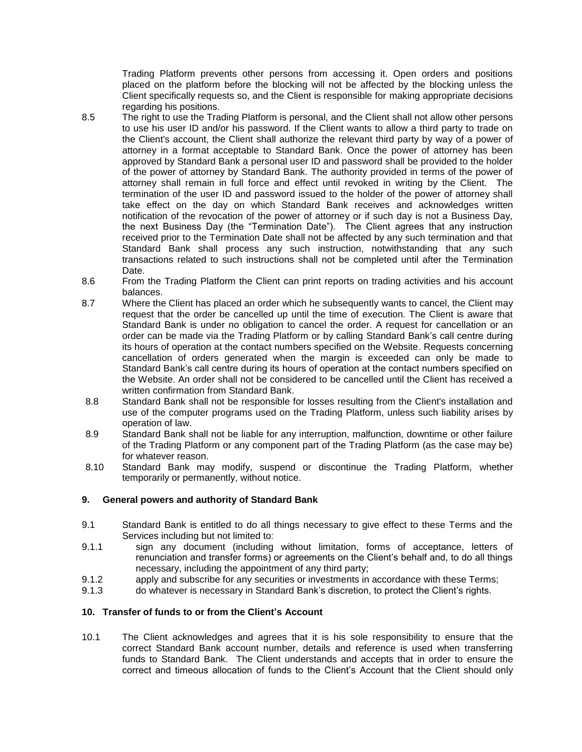Trading Platform prevents other persons from accessing it. Open orders and positions placed on the platform before the blocking will not be affected by the blocking unless the Client specifically requests so, and the Client is responsible for making appropriate decisions regarding his positions.

8.5 The right to use the Trading Platform is personal, and the Client shall not allow other persons to use his user ID and/or his password. If the Client wants to allow a third party to trade on the Client's account, the Client shall authorize the relevant third party by way of a power of attorney in a format acceptable to Standard Bank. Once the power of attorney has been approved by Standard Bank a personal user ID and password shall be provided to the holder of the power of attorney by Standard Bank. The authority provided in terms of the power of attorney shall remain in full force and effect until revoked in writing by the Client. The termination of the user ID and password issued to the holder of the power of attorney shall take effect on the day on which Standard Bank receives and acknowledges written notification of the revocation of the power of attorney or if such day is not a Business Day, the next Business Day (the "Termination Date"). The Client agrees that any instruction received prior to the Termination Date shall not be affected by any such termination and that Standard Bank shall process any such instruction, notwithstanding that any such transactions related to such instructions shall not be completed until after the Termination Date.

8.6 From the Trading Platform the Client can print reports on trading activities and his account balances.

8.7 Where the Client has placed an order which he subsequently wants to cancel, the Client may request that the order be cancelled up until the time of execution. The Client is aware that Standard Bank is under no obligation to cancel the order. A request for cancellation or an order can be made via the Trading Platform or by calling Standard Bank's call centre during its hours of operation at the contact numbers specified on the Website. Requests concerning cancellation of orders generated when the margin is exceeded can only be made to Standard Bank's call centre during its hours of operation at the contact numbers specified on the Website. An order shall not be considered to be cancelled until the Client has received a written confirmation from Standard Bank.

8.8 Standard Bank shall not be responsible for losses resulting from the Client's installation and use of the computer programs used on the Trading Platform, unless such liability arises by operation of law.

8.9 Standard Bank shall not be liable for any interruption, malfunction, downtime or other failure of the Trading Platform or any component part of the Trading Platform (as the case may be) for whatever reason.

8.10 Standard Bank may modify, suspend or discontinue the Trading Platform, whether temporarily or permanently, without notice.

### 9. General powers and authority of Standard Bank

9.1 Standard Bank is entitled to do all things necessary to give effect to these Terms and the Services including but not limited to:

9.1.1 sign any document (including without limitation, forms of acceptance, letters of renunciation and transfer forms) or agreements on the Client's behalf and, to do all things necessary, including the appointment of any third party;

9.1.2 apply and subscribe for any securities or investments in accordance with these Terms;

9.1.3 do whatever is necessary in Standard Bank's discretion, to protect the Client's rights.

### 10. Transfer of funds to or from the Client's Account

10.1 The Client acknowledges and agrees that it is his sole responsibility to ensure that the correct Standard Bank account number, details and reference is used when transferring funds to Standard Bank. The Client understands and accepts that in order to ensure the correct and timeous allocation of funds to the Client's Account that the Client should only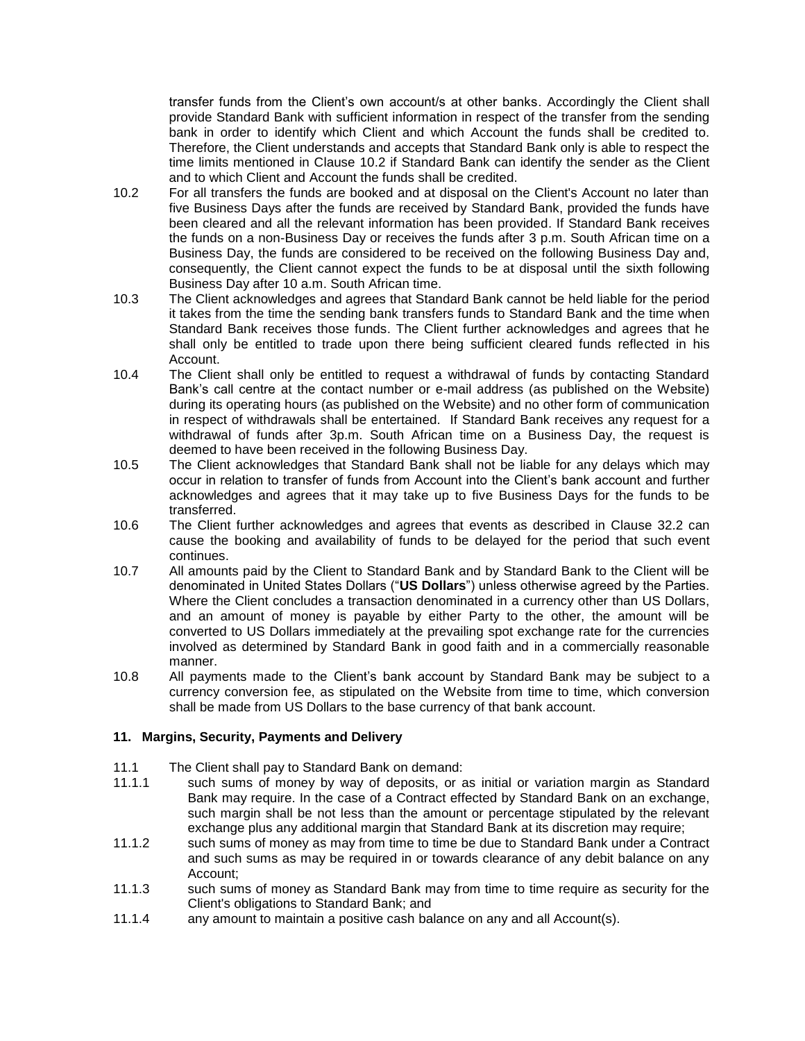transfer funds from the Client's own account/s at other banks. Accordingly the Client shall provide Standard Bank with sufficient information in respect of the transfer from the sending bank in order to identify which Client and which Account the funds shall be credited to. Therefore, the Client understands and accepts that Standard Bank only is able to respect the time limits mentioned in Clause 10.2 if Standard Bank can identify the sender as the Client and to which Client and Account the funds shall be credited.

10.2 For all transfers the funds are booked and at disposal on the Client's Account no later than five Business Days after the funds are received by Standard Bank, provided the funds have been cleared and all the relevant information has been provided. If Standard Bank receives the funds on a non-Business Day or receives the funds after 3 p.m. South African time on a Business Day, the funds are considered to be received on the following Business Day and, consequently, the Client cannot expect the funds to be at disposal until the sixth following Business Day after 10 a.m. South African time.

10.3 The Client acknowledges and agrees that Standard Bank cannot be held liable for the period it takes from the time the sending bank transfers funds to Standard Bank and the time when Standard Bank receives those funds. The Client further acknowledges and agrees that he shall only be entitled to trade upon there being sufficient cleared funds reflected in his Account.

10.4 The Client shall only be entitled to request a withdrawal of funds by contacting Standard Bank's call centre at the contact number or e-mail address (as published on the Website) during its operating hours (as published on the Website) and no other form of communication in respect of withdrawals shall be entertained. If Standard Bank receives any request for a withdrawal of funds after 3p.m. South African time on a Business Day, the request is deemed to have been received in the following Business Day.

10.5 The Client acknowledges that Standard Bank shall not be liable for any delays which may occur in relation to transfer of funds from Account into the Client's bank account and further acknowledges and agrees that it may take up to five Business Days for the funds to be transferred.

10.6 The Client further acknowledges and agrees that events as described in Clause 32.2 can cause the booking and availability of funds to be delayed for the period that such event continues.

10.7 All amounts paid by the Client to Standard Bank and by Standard Bank to the Client will be denominated in United States Dollars ("**US Dollars**") unless otherwise agreed by the Parties. Where the Client concludes a transaction denominated in a currency other than US Dollars, and an amount of money is payable by either Party to the other, the amount will be converted to US Dollars immediately at the prevailing spot exchange rate for the currencies involved as determined by Standard Bank in good faith and in a commercially reasonable manner.

10.8 All payments made to the Client's bank account by Standard Bank may be subject to a currency conversion fee, as stipulated on the Website from time to time, which conversion shall be made from US Dollars to the base currency of that bank account.

### 11. Margins, Security, Payments and Delivery

11.1 The Client shall pay to Standard Bank on demand:

11.1.1 such sums of money by way of deposits, or as initial or variation margin as Standard Bank may require. In the case of a Contract effected by Standard Bank on an exchange, such margin shall be not less than the amount or percentage stipulated by the relevant exchange plus any additional margin that Standard Bank at its discretion may require;

11.1.2 such sums of money as may from time to time be due to Standard Bank under a Contract and such sums as may be required in or towards clearance of any debit balance on any Account;

11.1.3 such sums of money as Standard Bank may from time to time require as security for the Client's obligations to Standard Bank; and

11.1.4 any amount to maintain a positive cash balance on any and all Account(s).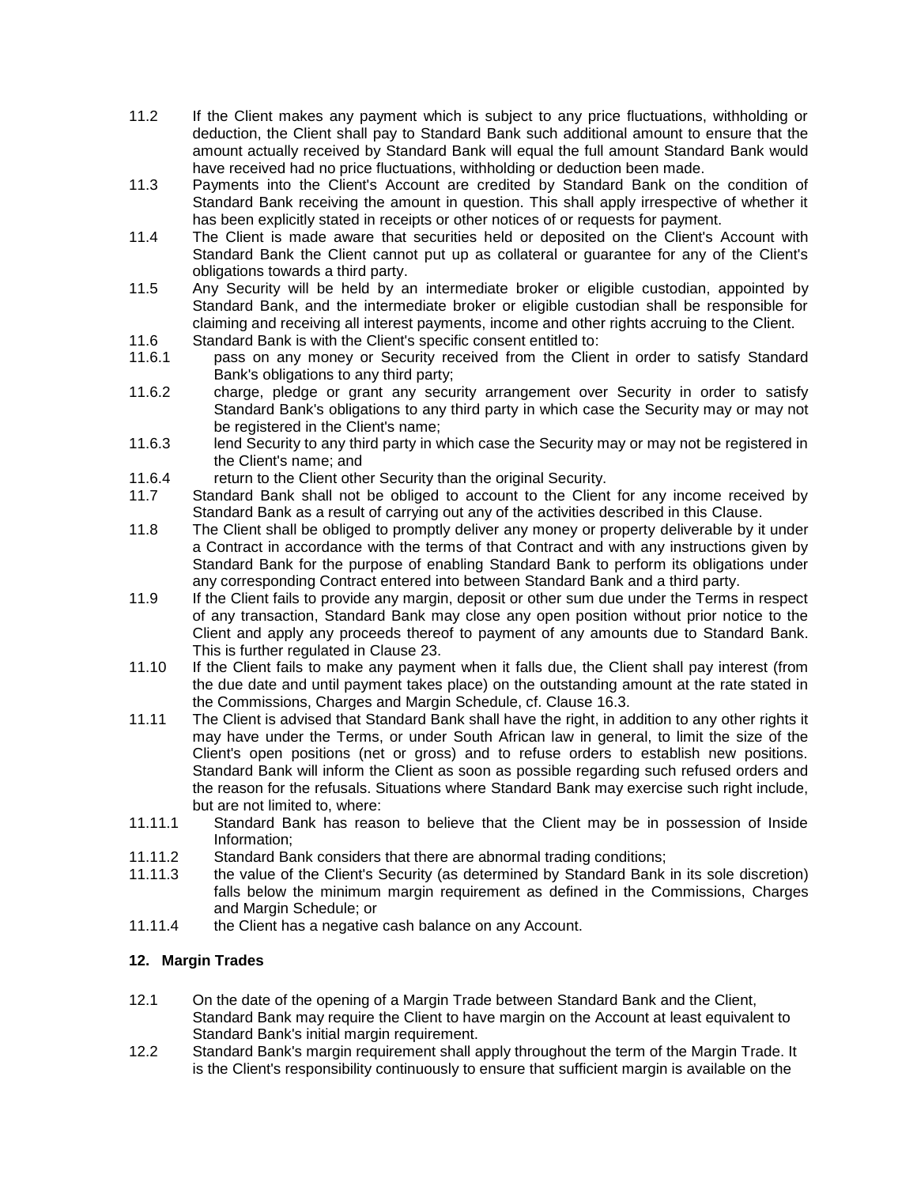11.2 If the Client makes any payment which is subject to any price fluctuations, withholding or deduction, the Client shall pay to Standard Bank such additional amount to ensure that the amount actually received by Standard Bank will equal the full amount Standard Bank would have received had no price fluctuations, withholding or deduction been made.

11.3 Payments into the Client's Account are credited by Standard Bank on the condition of Standard Bank receiving the amount in question. This shall apply irrespective of whether it has been explicitly stated in receipts or other notices of or requests for payment.

11.4 The Client is made aware that securities held or deposited on the Client's Account with Standard Bank the Client cannot put up as collateral or guarantee for any of the Client's obligations towards a third party.

11.5 Any Security will be held by an intermediate broker or eligible custodian, appointed by Standard Bank, and the intermediate broker or eligible custodian shall be responsible for claiming and receiving all interest payments, income and other rights accruing to the Client.

11.6 Standard Bank is with the Client's specific consent entitled to:

11.6.1 pass on any money or Security received from the Client in order to satisfy Standard Bank's obligations to any third party;

11.6.2 charge, pledge or grant any security arrangement over Security in order to satisfy Standard Bank's obligations to any third party in which case the Security may or may not be registered in the Client's name;

11.6.3 lend Security to any third party in which case the Security may or may not be registered in the Client's name; and

11.6.4 return to the Client other Security than the original Security.

11.7 Standard Bank shall not be obliged to account to the Client for any income received by Standard Bank as a result of carrying out any of the activities described in this Clause.

11.8 The Client shall be obliged to promptly deliver any money or property deliverable by it under a Contract in accordance with the terms of that Contract and with any instructions given by Standard Bank for the purpose of enabling Standard Bank to perform its obligations under any corresponding Contract entered into between Standard Bank and a third party.

11.9 If the Client fails to provide any margin, deposit or other sum due under the Terms in respect of any transaction, Standard Bank may close any open position without prior notice to the Client and apply any proceeds thereof to payment of any amounts due to Standard Bank. This is further regulated in Clause 23.

11.10 If the Client fails to make any payment when it falls due, the Client shall pay interest (from the due date and until payment takes place) on the outstanding amount at the rate stated in the Commissions, Charges and Margin Schedule, cf. Clause 16.3.

11.11 The Client is advised that Standard Bank shall have the right, in addition to any other rights it may have under the Terms, or under South African law in general, to limit the size of the Client's open positions (net or gross) and to refuse orders to establish new positions. Standard Bank will inform the Client as soon as possible regarding such refused orders and the reason for the refusals. Situations where Standard Bank may exercise such right include, but are not limited to, where:

11.11.1 Standard Bank has reason to believe that the Client may be in possession of Inside Information;

11.11.2 Standard Bank considers that there are abnormal trading conditions;

11.11.3 the value of the Client's Security (as determined by Standard Bank in its sole discretion) falls below the minimum margin requirement as defined in the Commissions, Charges and Margin Schedule; or

11.11.4 the Client has a negative cash balance on any Account.

## 12. Margin Trades

12.1 On the date of the opening of a Margin Trade between Standard Bank and the Client, Standard Bank may require the Client to have margin on the Account at least equivalent to Standard Bank's initial margin requirement.

12.2 Standard Bank's margin requirement shall apply throughout the term of the Margin Trade. It is the Client's responsibility continuously to ensure that sufficient margin is available on the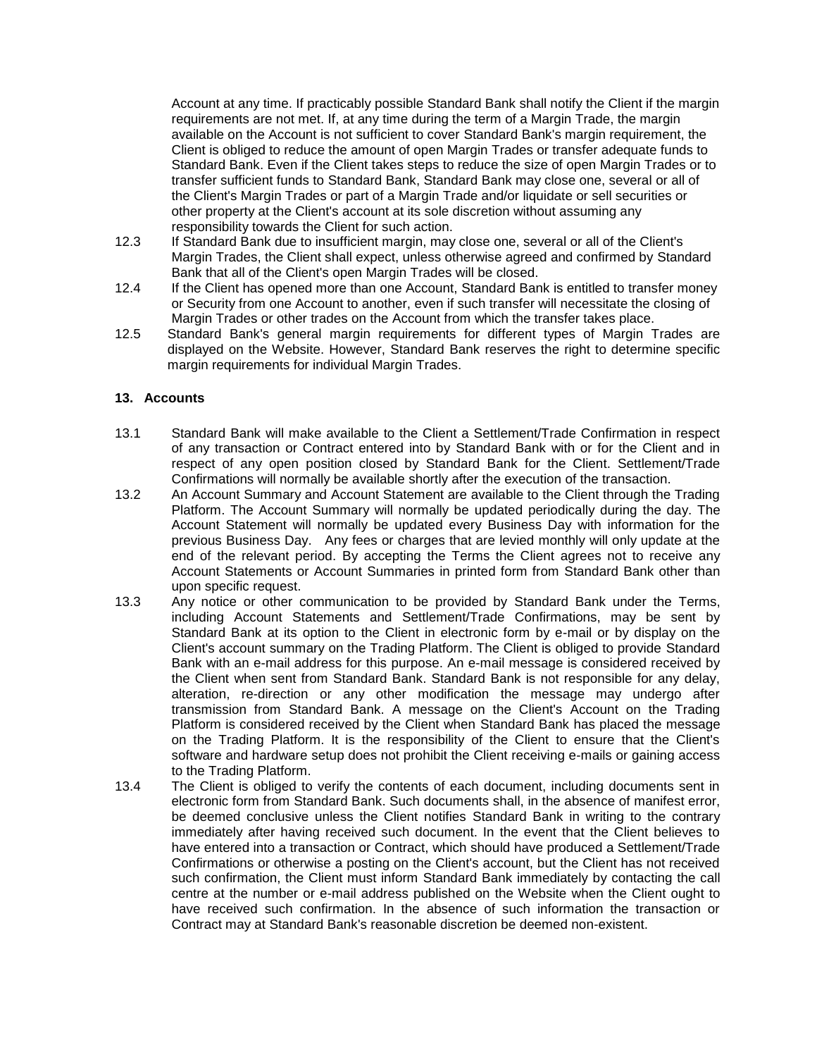Account at any time. If practicably possible Standard Bank shall notify the Client if the margin requirements are not met. If, at any time during the term of a Margin Trade, the margin available on the Account is not sufficient to cover Standard Bank's margin requirement, the Client is obliged to reduce the amount of open Margin Trades or transfer adequate funds to Standard Bank. Even if the Client takes steps to reduce the size of open Margin Trades or to transfer sufficient funds to Standard Bank, Standard Bank may close one, several or all of the Client's Margin Trades or part of a Margin Trade and/or liquidate or sell securities or other property at the Client's account at its sole discretion without assuming any responsibility towards the Client for such action.

12.3 If Standard Bank due to insufficient margin, may close one, several or all of the Client's Margin Trades, the Client shall expect, unless otherwise agreed and confirmed by Standard Bank that all of the Client's open Margin Trades will be closed.

12.4 If the Client has opened more than one Account, Standard Bank is entitled to transfer money or Security from one Account to another, even if such transfer will necessitate the closing of Margin Trades or other trades on the Account from which the transfer takes place.

12.5 Standard Bank's general margin requirements for different types of Margin Trades are displayed on the Website. However, Standard Bank reserves the right to determine specific margin requirements for individual Margin Trades.

## 13. Accounts

13.1 Standard Bank will make available to the Client a Settlement/Trade Confirmation in respect of any transaction or Contract entered into by Standard Bank with or for the Client and in respect of any open position closed by Standard Bank for the Client. Settlement/Trade Confirmations will normally be available shortly after the execution of the transaction.

13.2 An Account Summary and Account Statement are available to the Client through the Trading Platform. The Account Summary will normally be updated periodically during the day. The Account Statement will normally be updated every Business Day with information for the previous Business Day. Any fees or charges that are levied monthly will only update at the end of the relevant period. By accepting the Terms the Client agrees not to receive any Account Statements or Account Summaries in printed form from Standard Bank other than upon specific request.

13.3 Any notice or other communication to be provided by Standard Bank under the Terms, including Account Statements and Settlement/Trade Confirmations, may be sent by Standard Bank at its option to the Client in electronic form by e-mail or by display on the Client's account summary on the Trading Platform. The Client is obliged to provide Standard Bank with an e-mail address for this purpose. An e-mail message is considered received by the Client when sent from Standard Bank. Standard Bank is not responsible for any delay, alteration, re-direction or any other modification the message may undergo after transmission from Standard Bank. A message on the Client's Account on the Trading Platform is considered received by the Client when Standard Bank has placed the message on the Trading Platform. It is the responsibility of the Client to ensure that the Client's software and hardware setup does not prohibit the Client receiving e-mails or gaining access to the Trading Platform.

13.4 The Client is obliged to verify the contents of each document, including documents sent in electronic form from Standard Bank. Such documents shall, in the absence of manifest error, be deemed conclusive unless the Client notifies Standard Bank in writing to the contrary immediately after having received such document. In the event that the Client believes to have entered into a transaction or Contract, which should have produced a Settlement/Trade Confirmations or otherwise a posting on the Client's account, but the Client has not received such confirmation, the Client must inform Standard Bank immediately by contacting the call centre at the number or e-mail address published on the Website when the Client ought to have received such confirmation. In the absence of such information the transaction or Contract may at Standard Bank's reasonable discretion be deemed non-existent.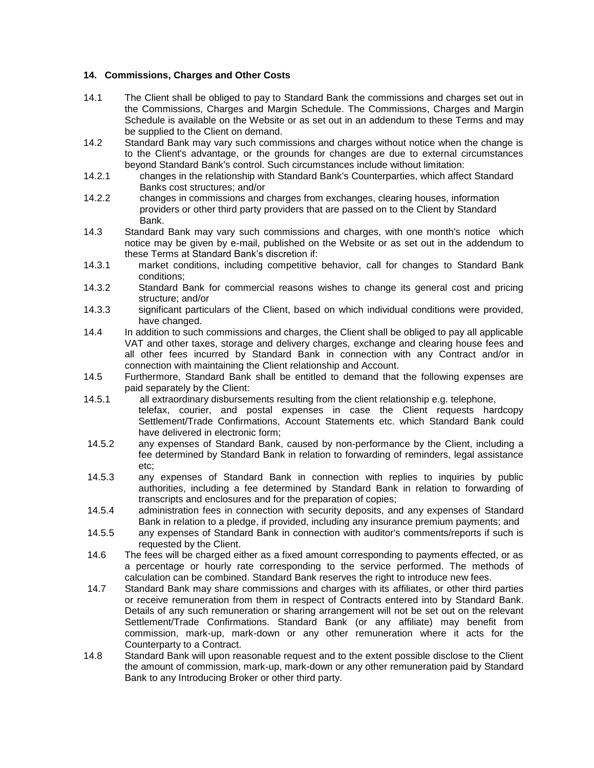## 14. Commissions, Charges and Other Costs

14.1 The Client shall be obliged to pay to Standard Bank the commissions and charges set out in the Commissions, Charges and Margin Schedule. The Commissions, Charges and Margin Schedule is available on the Website or as set out in an addendum to these Terms and may be supplied to the Client on demand.

14.2 Standard Bank may vary such commissions and charges without notice when the change is to the Client's advantage, or the grounds for changes are due to external circumstances beyond Standard Bank's control. Such circumstances include without limitation:

14.2.1 changes in the relationship with Standard Bank's Counterparties, which affect Standard Banks cost structures; and/or

14.2.2 changes in commissions and charges from exchanges, clearing houses, information providers or other third party providers that are passed on to the Client by Standard Bank.

14.3 Standard Bank may vary such commissions and charges, with one month's notice which notice may be given by e-mail, published on the Website or as set out in the addendum to these Terms at Standard Bank's discretion if:

14.3.1 market conditions, including competitive behavior, call for changes to Standard Bank conditions;

14.3.2 Standard Bank for commercial reasons wishes to change its general cost and pricing structure; and/or

14.3.3 significant particulars of the Client, based on which individual conditions were provided, have changed.

14.4 In addition to such commissions and charges, the Client shall be obliged to pay all applicable VAT and other taxes, storage and delivery charges, exchange and clearing house fees and all other fees incurred by Standard Bank in connection with any Contract and/or in connection with maintaining the Client relationship and Account.

14.5 Furthermore, Standard Bank shall be entitled to demand that the following expenses are paid separately by the Client:

14.5.1 all extraordinary disbursements resulting from the client relationship e.g. telephone, telefax, courier, and postal expenses in case the Client requests hardcopy Settlement/Trade Confirmations, Account Statements etc. which Standard Bank could have delivered in electronic form;

14.5.2 any expenses of Standard Bank, caused by non-performance by the Client, including a fee determined by Standard Bank in relation to forwarding of reminders, legal assistance etc;

14.5.3 any expenses of Standard Bank in connection with replies to inquiries by public authorities, including a fee determined by Standard Bank in relation to forwarding of transcripts and enclosures and for the preparation of copies;

14.5.4 administration fees in connection with security deposits, and any expenses of Standard Bank in relation to a pledge, if provided, including any insurance premium payments; and

14.5.5 any expenses of Standard Bank in connection with auditor's comments/reports if such is requested by the Client.

14.6 The fees will be charged either as a fixed amount corresponding to payments effected, or as a percentage or hourly rate corresponding to the service performed. The methods of calculation can be combined. Standard Bank reserves the right to introduce new fees.

14.7 Standard Bank may share commissions and charges with its affiliates, or other third parties or receive remuneration from them in respect of Contracts entered into by Standard Bank. Details of any such remuneration or sharing arrangement will not be set out on the relevant Settlement/Trade Confirmations. Standard Bank (or any affiliate) may benefit from commission, mark-up, mark-down or any other remuneration where it acts for the Counterparty to a Contract.

14.8 Standard Bank will upon reasonable request and to the extent possible disclose to the Client the amount of commission, mark-up, mark-down or any other remuneration paid by Standard Bank to any Introducing Broker or other third party.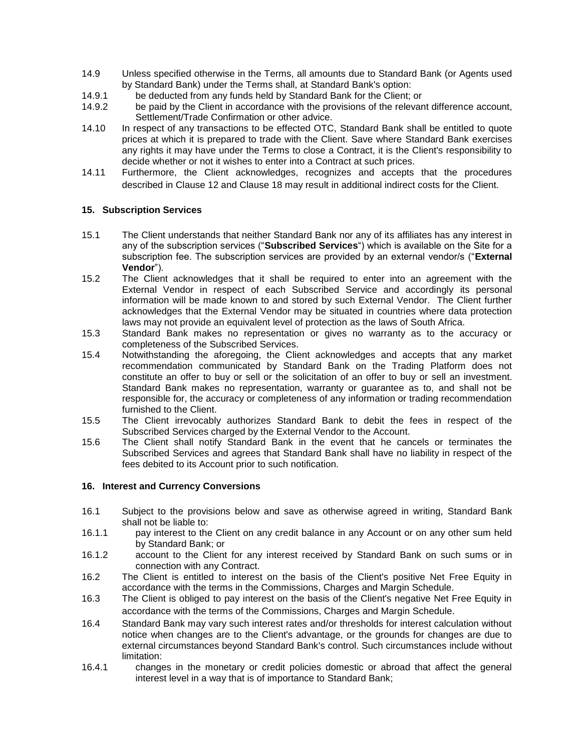14.9 Unless specified otherwise in the Terms, all amounts due to Standard Bank (or Agents used by Standard Bank) under the Terms shall, at Standard Bank's option:

14.9.1 be deducted from any funds held by Standard Bank for the Client; or

14.9.2 be paid by the Client in accordance with the provisions of the relevant difference account, Settlement/Trade Confirmation or other advice.

14.10 In respect of any transactions to be effected OTC, Standard Bank shall be entitled to quote prices at which it is prepared to trade with the Client. Save where Standard Bank exercises any rights it may have under the Terms to close a Contract, it is the Client's responsibility to decide whether or not it wishes to enter into a Contract at such prices.

14.11 Furthermore, the Client acknowledges, recognizes and accepts that the procedures described in Clause 12 and Clause 18 may result in additional indirect costs for the Client.

## 15. Subscription Services

15.1 The Client understands that neither Standard Bank nor any of its affiliates has any interest in any of the subscription services ("**Subscribed Services**") which is available on the Site for a subscription fee. The subscription services are provided by an external vendor/s ("**External Vendor**").

15.2 The Client acknowledges that it shall be required to enter into an agreement with the External Vendor in respect of each Subscribed Service and accordingly its personal information will be made known to and stored by such External Vendor. The Client further acknowledges that the External Vendor may be situated in countries where data protection laws may not provide an equivalent level of protection as the laws of South Africa.

15.3 Standard Bank makes no representation or gives no warranty as to the accuracy or completeness of the Subscribed Services.

15.4 Notwithstanding the aforegoing, the Client acknowledges and accepts that any market recommendation communicated by Standard Bank on the Trading Platform does not constitute an offer to buy or sell or the solicitation of an offer to buy or sell an investment. Standard Bank makes no representation, warranty or guarantee as to, and shall not be responsible for, the accuracy or completeness of any information or trading recommendation furnished to the Client.

15.5 The Client irrevocably authorizes Standard Bank to debit the fees in respect of the Subscribed Services charged by the External Vendor to the Account.

15.6 The Client shall notify Standard Bank in the event that he cancels or terminates the Subscribed Services and agrees that Standard Bank shall have no liability in respect of the fees debited to its Account prior to such notification.

## 16. Interest and Currency Conversions

16.1 Subject to the provisions below and save as otherwise agreed in writing, Standard Bank shall not be liable to:

16.1.1 pay interest to the Client on any credit balance in any Account or on any other sum held by Standard Bank; or

16.1.2 account to the Client for any interest received by Standard Bank on such sums or in connection with any Contract.

16.2 The Client is entitled to interest on the basis of the Client's positive Net Free Equity in accordance with the terms in the Commissions, Charges and Margin Schedule.

16.3 The Client is obliged to pay interest on the basis of the Client's negative Net Free Equity in accordance with the terms of the Commissions, Charges and Margin Schedule.

16.4 Standard Bank may vary such interest rates and/or thresholds for interest calculation without notice when changes are to the Client's advantage, or the grounds for changes are due to external circumstances beyond Standard Bank's control. Such circumstances include without limitation:

16.4.1 changes in the monetary or credit policies domestic or abroad that affect the general interest level in a way that is of importance to Standard Bank;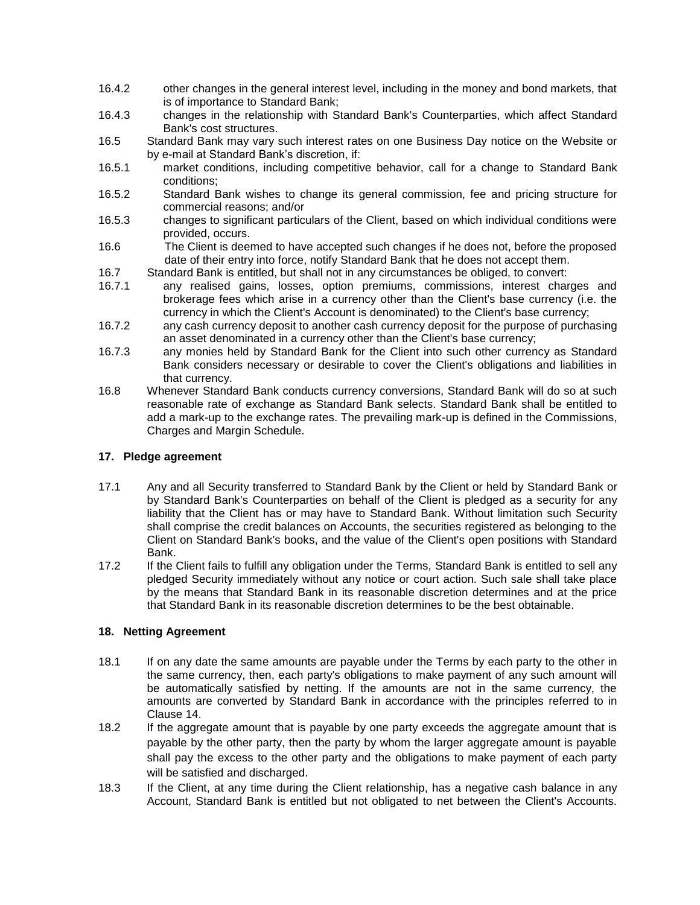16.4.2 other changes in the general interest level, including in the money and bond markets, that is of importance to Standard Bank;

16.4.3 changes in the relationship with Standard Bank's Counterparties, which affect Standard Bank's cost structures.

16.5 Standard Bank may vary such interest rates on one Business Day notice on the Website or by e-mail at Standard Bank's discretion, if:

16.5.1 market conditions, including competitive behavior, call for a change to Standard Bank conditions;

16.5.2 Standard Bank wishes to change its general commission, fee and pricing structure for commercial reasons; and/or

16.5.3 changes to significant particulars of the Client, based on which individual conditions were provided, occurs.

16.6 The Client is deemed to have accepted such changes if he does not, before the proposed date of their entry into force, notify Standard Bank that he does not accept them.

16.7 Standard Bank is entitled, but shall not in any circumstances be obliged, to convert:

16.7.1 any realised gains, losses, option premiums, commissions, interest charges and brokerage fees which arise in a currency other than the Client's base currency (i.e. the currency in which the Client's Account is denominated) to the Client's base currency;

16.7.2 any cash currency deposit to another cash currency deposit for the purpose of purchasing an asset denominated in a currency other than the Client's base currency;

16.7.3 any monies held by Standard Bank for the Client into such other currency as Standard Bank considers necessary or desirable to cover the Client's obligations and liabilities in that currency.

16.8 Whenever Standard Bank conducts currency conversions, Standard Bank will do so at such reasonable rate of exchange as Standard Bank selects. Standard Bank shall be entitled to add a mark-up to the exchange rates. The prevailing mark-up is defined in the Commissions, Charges and Margin Schedule.

## 17. Pledge agreement

17.1 Any and all Security transferred to Standard Bank by the Client or held by Standard Bank or by Standard Bank's Counterparties on behalf of the Client is pledged as a security for any liability that the Client has or may have to Standard Bank. Without limitation such Security shall comprise the credit balances on Accounts, the securities registered as belonging to the Client on Standard Bank's books, and the value of the Client's open positions with Standard Bank.

17.2 If the Client fails to fulfill any obligation under the Terms, Standard Bank is entitled to sell any pledged Security immediately without any notice or court action. Such sale shall take place by the means that Standard Bank in its reasonable discretion determines and at the price that Standard Bank in its reasonable discretion determines to be the best obtainable.

## 18. Netting Agreement

18.1 If on any date the same amounts are payable under the Terms by each party to the other in the same currency, then, each party's obligations to make payment of any such amount will be automatically satisfied by netting. If the amounts are not in the same currency, the amounts are converted by Standard Bank in accordance with the principles referred to in Clause 14.

18.2 If the aggregate amount that is payable by one party exceeds the aggregate amount that is payable by the other party, then the party by whom the larger aggregate amount is payable shall pay the excess to the other party and the obligations to make payment of each party will be satisfied and discharged.

18.3 If the Client, at any time during the Client relationship, has a negative cash balance in any Account, Standard Bank is entitled but not obligated to net between the Client's Accounts.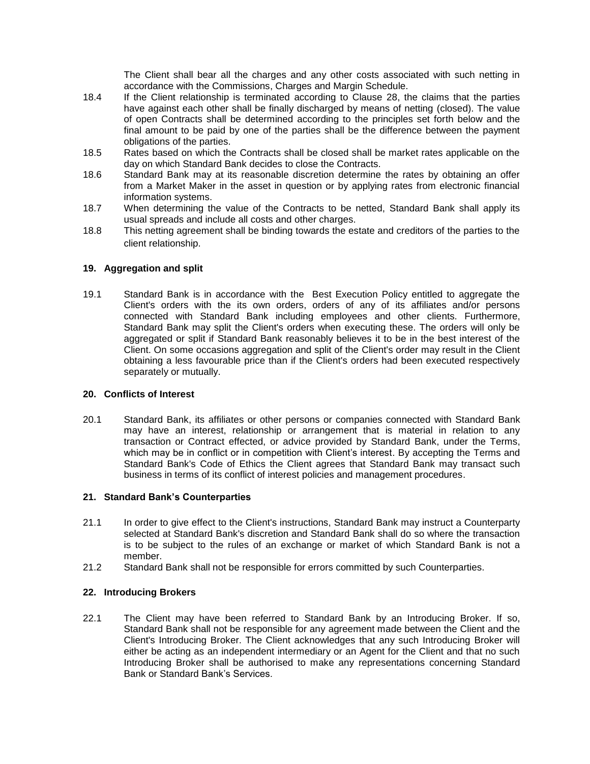The Client shall bear all the charges and any other costs associated with such netting in accordance with the Commissions, Charges and Margin Schedule.

18.4 If the Client relationship is terminated according to Clause 28, the claims that the parties have against each other shall be finally discharged by means of netting (closed). The value of open Contracts shall be determined according to the principles set forth below and the final amount to be paid by one of the parties shall be the difference between the payment obligations of the parties.

18.5 Rates based on which the Contracts shall be closed shall be market rates applicable on the day on which Standard Bank decides to close the Contracts.

18.6 Standard Bank may at its reasonable discretion determine the rates by obtaining an offer from a Market Maker in the asset in question or by applying rates from electronic financial information systems.

18.7 When determining the value of the Contracts to be netted, Standard Bank shall apply its usual spreads and include all costs and other charges.

18.8 This netting agreement shall be binding towards the estate and creditors of the parties to the client relationship.

## 19. Aggregation and split

19.1 Standard Bank is in accordance with the Best Execution Policy entitled to aggregate the Client's orders with the its own orders, orders of any of its affiliates and/or persons connected with Standard Bank including employees and other clients. Furthermore, Standard Bank may split the Client's orders when executing these. The orders will only be aggregated or split if Standard Bank reasonably believes it to be in the best interest of the Client. On some occasions aggregation and split of the Client's order may result in the Client obtaining a less favourable price than if the Client's orders had been executed respectively separately or mutually.

## 20. Conflicts of Interest

20.1 Standard Bank, its affiliates or other persons or companies connected with Standard Bank may have an interest, relationship or arrangement that is material in relation to any transaction or Contract effected, or advice provided by Standard Bank, under the Terms, which may be in conflict or in competition with Client's interest. By accepting the Terms and Standard Bank's Code of Ethics the Client agrees that Standard Bank may transact such business in terms of its conflict of interest policies and management procedures.

## 21. Standard Bank's Counterparties

21.1 In order to give effect to the Client's instructions, Standard Bank may instruct a Counterparty selected at Standard Bank's discretion and Standard Bank shall do so where the transaction is to be subject to the rules of an exchange or market of which Standard Bank is not a member.

21.2 Standard Bank shall not be responsible for errors committed by such Counterparties.

## 22. Introducing Brokers

22.1 The Client may have been referred to Standard Bank by an Introducing Broker. If so, Standard Bank shall not be responsible for any agreement made between the Client and the Client's Introducing Broker. The Client acknowledges that any such Introducing Broker will either be acting as an independent intermediary or an Agent for the Client and that no such Introducing Broker shall be authorised to make any representations concerning Standard Bank or Standard Bank's Services.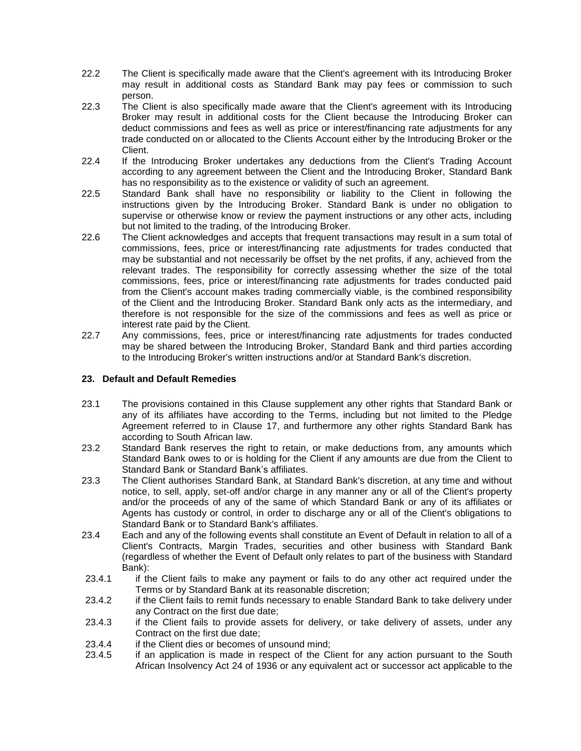22.2 The Client is specifically made aware that the Client's agreement with its Introducing Broker may result in additional costs as Standard Bank may pay fees or commission to such person.

22.3 The Client is also specifically made aware that the Client's agreement with its Introducing Broker may result in additional costs for the Client because the Introducing Broker can deduct commissions and fees as well as price or interest/financing rate adjustments for any trade conducted on or allocated to the Clients Account either by the Introducing Broker or the Client.

22.4 If the Introducing Broker undertakes any deductions from the Client's Trading Account according to any agreement between the Client and the Introducing Broker, Standard Bank has no responsibility as to the existence or validity of such an agreement.

22.5 Standard Bank shall have no responsibility or liability to the Client in following the instructions given by the Introducing Broker. Standard Bank is under no obligation to supervise or otherwise know or review the payment instructions or any other acts, including but not limited to the trading, of the Introducing Broker.

22.6 The Client acknowledges and accepts that frequent transactions may result in a sum total of commissions, fees, price or interest/financing rate adjustments for trades conducted that may be substantial and not necessarily be offset by the net profits, if any, achieved from the relevant trades. The responsibility for correctly assessing whether the size of the total commissions, fees, price or interest/financing rate adjustments for trades conducted paid from the Client's account makes trading commercially viable, is the combined responsibility of the Client and the Introducing Broker. Standard Bank only acts as the intermediary, and therefore is not responsible for the size of the commissions and fees as well as price or interest rate paid by the Client.

22.7 Any commissions, fees, price or interest/financing rate adjustments for trades conducted may be shared between the Introducing Broker, Standard Bank and third parties according to the Introducing Broker's written instructions and/or at Standard Bank's discretion.

## 23. Default and Default Remedies

23.1 The provisions contained in this Clause supplement any other rights that Standard Bank or any of its affiliates have according to the Terms, including but not limited to the Pledge Agreement referred to in Clause 17, and furthermore any other rights Standard Bank has according to South African law.

23.2 Standard Bank reserves the right to retain, or make deductions from, any amounts which Standard Bank owes to or is holding for the Client if any amounts are due from the Client to Standard Bank or Standard Bank's affiliates.

23.3 The Client authorises Standard Bank, at Standard Bank's discretion, at any time and without notice, to sell, apply, set-off and/or charge in any manner any or all of the Client's property and/or the proceeds of any of the same of which Standard Bank or any of its affiliates or Agents has custody or control, in order to discharge any or all of the Client's obligations to Standard Bank or to Standard Bank's affiliates.

23.4 Each and any of the following events shall constitute an Event of Default in relation to all of a Client's Contracts, Margin Trades, securities and other business with Standard Bank (regardless of whether the Event of Default only relates to part of the business with Standard Bank):

23.4.1 if the Client fails to make any payment or fails to do any other act required under the Terms or by Standard Bank at its reasonable discretion;

23.4.2 if the Client fails to remit funds necessary to enable Standard Bank to take delivery under any Contract on the first due date;

23.4.3 if the Client fails to provide assets for delivery, or take delivery of assets, under any Contract on the first due date;

23.4.4 if the Client dies or becomes of unsound mind;

23.4.5 if an application is made in respect of the Client for any action pursuant to the South African Insolvency Act 24 of 1936 or any equivalent act or successor act applicable to the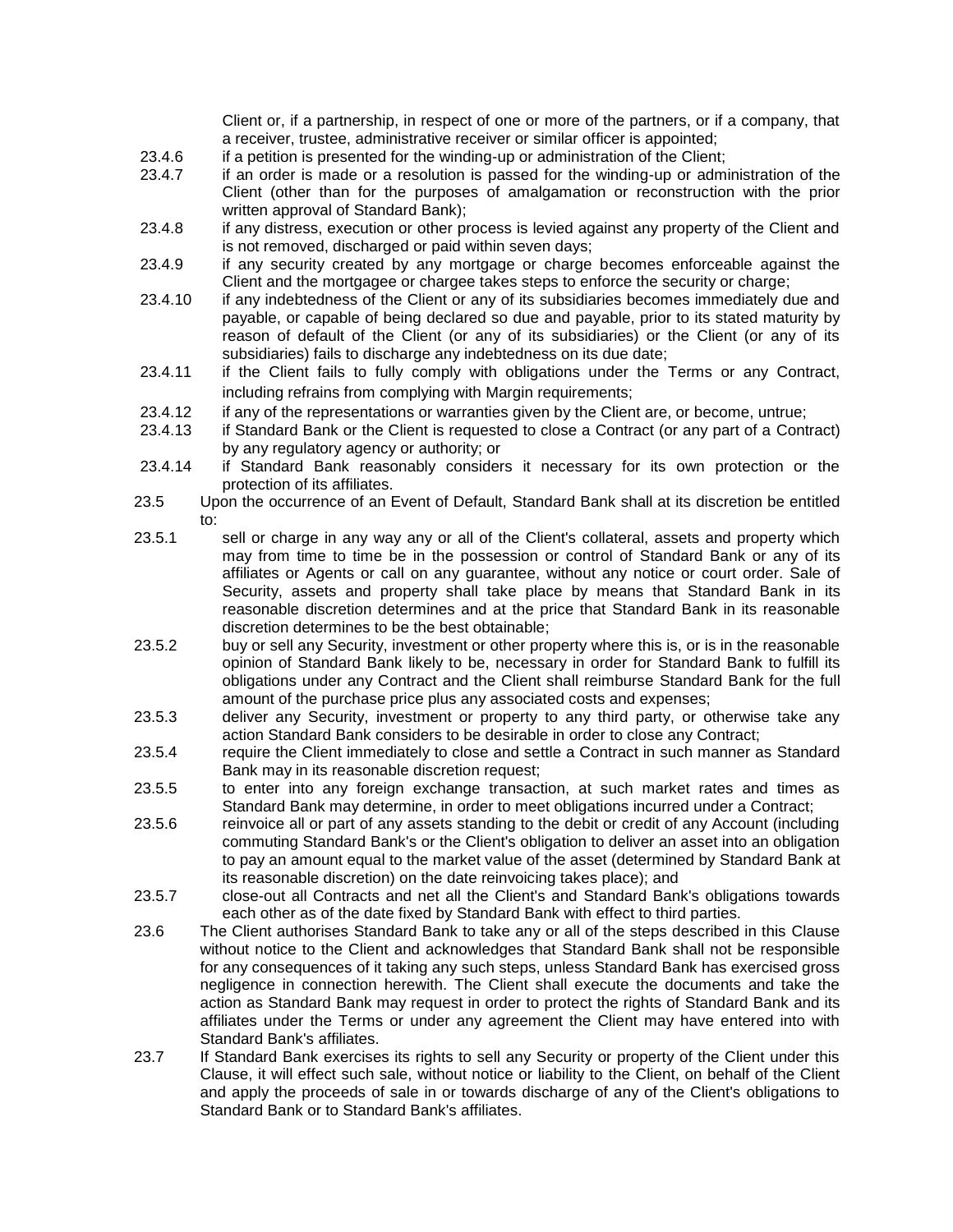Client or, if a partnership, in respect of one or more of the partners, or if a company, that a receiver, trustee, administrative receiver or similar officer is appointed;

23.4.6 if a petition is presented for the winding-up or administration of the Client;

23.4.7 if an order is made or a resolution is passed for the winding-up or administration of the Client (other than for the purposes of amalgamation or reconstruction with the prior written approval of Standard Bank);

23.4.8 if any distress, execution or other process is levied against any property of the Client and is not removed, discharged or paid within seven days;

23.4.9 if any security created by any mortgage or charge becomes enforceable against the Client and the mortgagee or chargee takes steps to enforce the security or charge;

23.4.10 if any indebtedness of the Client or any of its subsidiaries becomes immediately due and payable, or capable of being declared so due and payable, prior to its stated maturity by reason of default of the Client (or any of its subsidiaries) or the Client (or any of its subsidiaries) fails to discharge any indebtedness on its due date;

23.4.11 if the Client fails to fully comply with obligations under the Terms or any Contract, including refrains from complying with Margin requirements;

23.4.12 if any of the representations or warranties given by the Client are, or become, untrue;

23.4.13 if Standard Bank or the Client is requested to close a Contract (or any part of a Contract) by any regulatory agency or authority; or

23.4.14 if Standard Bank reasonably considers it necessary for its own protection or the protection of its affiliates.

23.5 Upon the occurrence of an Event of Default, Standard Bank shall at its discretion be entitled to:

23.5.1 sell or charge in any way any or all of the Client's collateral, assets and property which may from time to time be in the possession or control of Standard Bank or any of its affiliates or Agents or call on any guarantee, without any notice or court order. Sale of Security, assets and property shall take place by means that Standard Bank in its reasonable discretion determines and at the price that Standard Bank in its reasonable discretion determines to be the best obtainable;

23.5.2 buy or sell any Security, investment or other property where this is, or is in the reasonable opinion of Standard Bank likely to be, necessary in order for Standard Bank to fulfill its obligations under any Contract and the Client shall reimburse Standard Bank for the full amount of the purchase price plus any associated costs and expenses;

23.5.3 deliver any Security, investment or property to any third party, or otherwise take any action Standard Bank considers to be desirable in order to close any Contract;

23.5.4 require the Client immediately to close and settle a Contract in such manner as Standard Bank may in its reasonable discretion request;

23.5.5 to enter into any foreign exchange transaction, at such market rates and times as Standard Bank may determine, in order to meet obligations incurred under a Contract;

23.5.6 reinvoice all or part of any assets standing to the debit or credit of any Account (including commuting Standard Bank's or the Client's obligation to deliver an asset into an obligation to pay an amount equal to the market value of the asset (determined by Standard Bank at its reasonable discretion) on the date reinvoicing takes place); and

23.5.7 close-out all Contracts and net all the Client's and Standard Bank's obligations towards each other as of the date fixed by Standard Bank with effect to third parties.

23.6 The Client authorises Standard Bank to take any or all of the steps described in this Clause without notice to the Client and acknowledges that Standard Bank shall not be responsible for any consequences of it taking any such steps, unless Standard Bank has exercised gross negligence in connection herewith. The Client shall execute the documents and take the action as Standard Bank may request in order to protect the rights of Standard Bank and its affiliates under the Terms or under any agreement the Client may have entered into with Standard Bank's affiliates.

23.7 If Standard Bank exercises its rights to sell any Security or property of the Client under this Clause, it will effect such sale, without notice or liability to the Client, on behalf of the Client and apply the proceeds of sale in or towards discharge of any of the Client's obligations to Standard Bank or to Standard Bank's affiliates.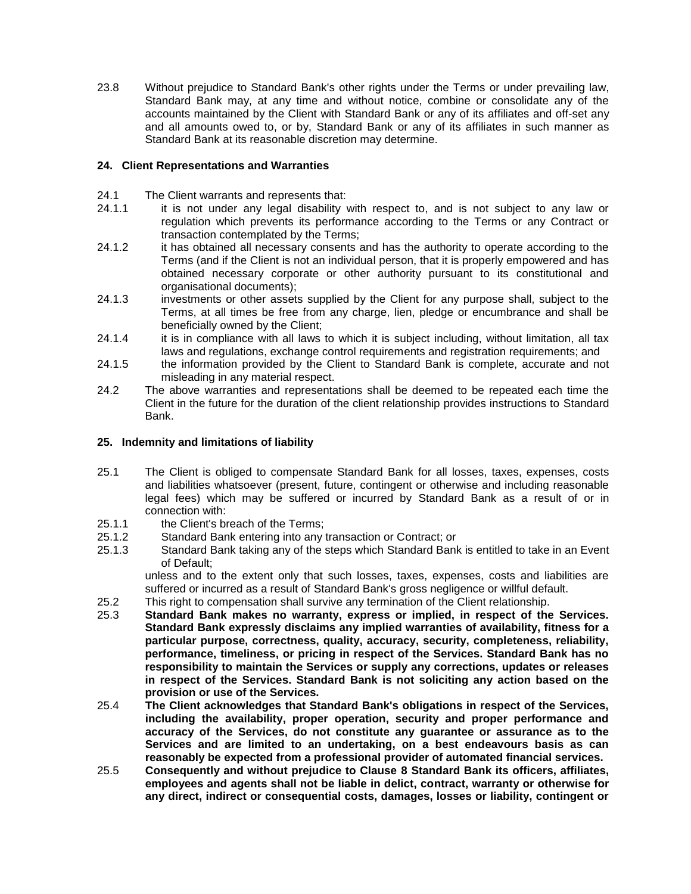23.8 Without prejudice to Standard Bank's other rights under the Terms or under prevailing law, Standard Bank may, at any time and without notice, combine or consolidate any of the accounts maintained by the Client with Standard Bank or any of its affiliates and off-set any and all amounts owed to, or by, Standard Bank or any of its affiliates in such manner as Standard Bank at its reasonable discretion may determine.

## 24. Client Representations and Warranties

24.1 The Client warrants and represents that:

24.1.1 it is not under any legal disability with respect to, and is not subject to any law or regulation which prevents its performance according to the Terms or any Contract or transaction contemplated by the Terms;

24.1.2 it has obtained all necessary consents and has the authority to operate according to the Terms (and if the Client is not an individual person, that it is properly empowered and has obtained necessary corporate or other authority pursuant to its constitutional and organisational documents);

24.1.3 investments or other assets supplied by the Client for any purpose shall, subject to the Terms, at all times be free from any charge, lien, pledge or encumbrance and shall be beneficially owned by the Client;

24.1.4 it is in compliance with all laws to which it is subject including, without limitation, all tax laws and regulations, exchange control requirements and registration requirements; and

24.1.5 the information provided by the Client to Standard Bank is complete, accurate and not misleading in any material respect.

24.2 The above warranties and representations shall be deemed to be repeated each time the Client in the future for the duration of the client relationship provides instructions to Standard Bank.

## 25. Indemnity and limitations of liability

25.1 The Client is obliged to compensate Standard Bank for all losses, taxes, expenses, costs and liabilities whatsoever (present, future, contingent or otherwise and including reasonable legal fees) which may be suffered or incurred by Standard Bank as a result of or in connection with:

25.1.1 the Client's breach of the Terms;

25.1.2 Standard Bank entering into any transaction or Contract; or

25.1.3 Standard Bank taking any of the steps which Standard Bank is entitled to take in an Event of Default;

unless and to the extent only that such losses, taxes, expenses, costs and liabilities are suffered or incurred as a result of Standard Bank's gross negligence or willful default.

25.2 This right to compensation shall survive any termination of the Client relationship.

25.3 **Standard Bank makes no warranty, express or implied, in respect of the Services. Standard Bank expressly disclaims any implied warranties of availability, fitness for a particular purpose, correctness, quality, accuracy, security, completeness, reliability, performance, timeliness, or pricing in respect of the Services. Standard Bank has no responsibility to maintain the Services or supply any corrections, updates or releases in respect of the Services. Standard Bank is not soliciting any action based on the provision or use of the Services.**

25.4 **The Client acknowledges that Standard Bank's obligations in respect of the Services, including the availability, proper operation, security and proper performance and accuracy of the Services, do not constitute any guarantee or assurance as to the Services and are limited to an undertaking, on a best endeavours basis as can reasonably be expected from a professional provider of automated financial services.**

25.5 **Consequently and without prejudice to Clause 8 Standard Bank its officers, affiliates, employees and agents shall not be liable in delict, contract, warranty or otherwise for any direct, indirect or consequential costs, damages, losses or liability, contingent or**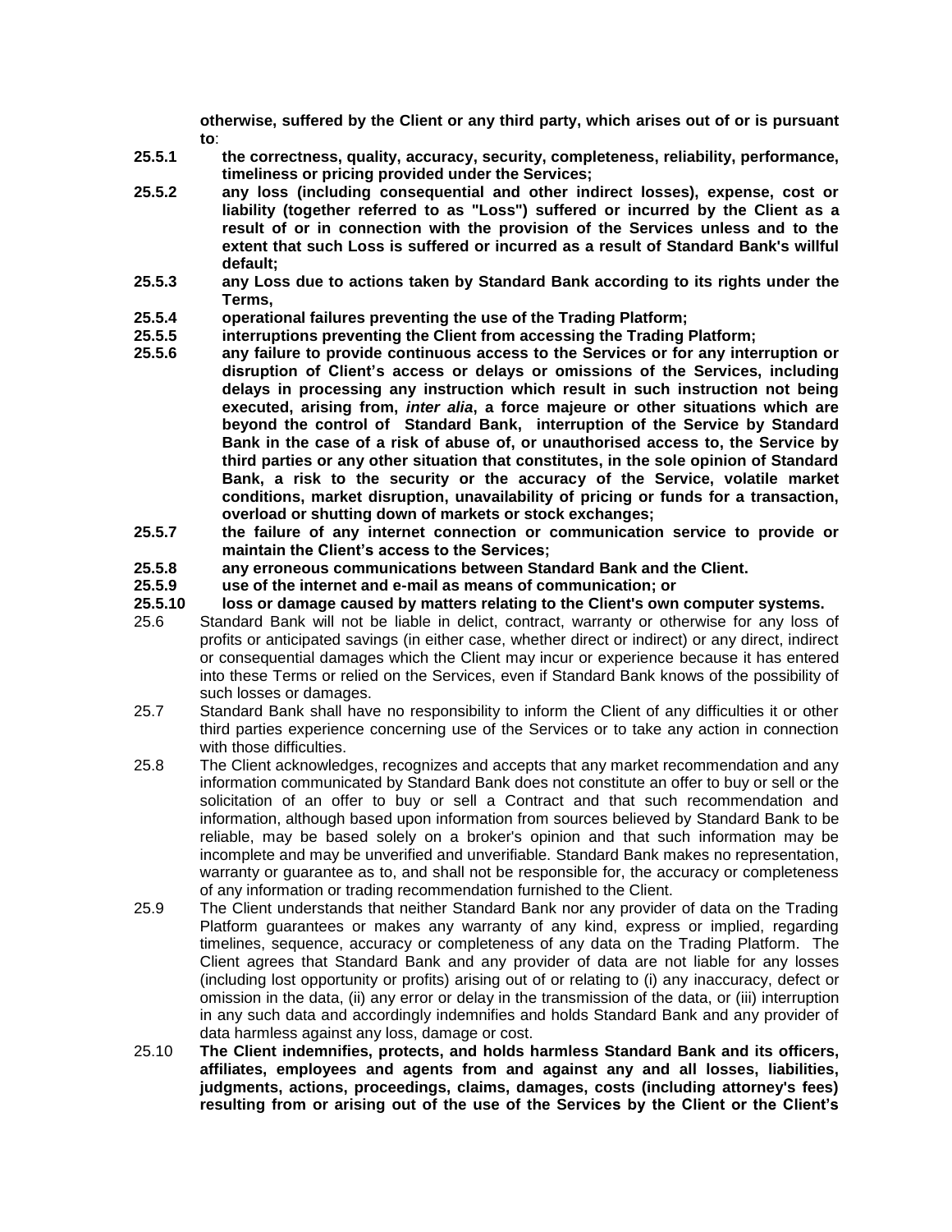**otherwise, suffered by the Client or any third party, which arises out of or is pursuant to**:

**25.5.1 the correctness, quality, accuracy, security, completeness, reliability, performance, timeliness or pricing provided under the Services;**

**25.5.2 any loss (including consequential and other indirect losses), expense, cost or liability (together referred to as "Loss") suffered or incurred by the Client as a result of or in connection with the provision of the Services unless and to the extent that such Loss is suffered or incurred as a result of Standard Bank's willful default;**

**25.5.3 any Loss due to actions taken by Standard Bank according to its rights under the Terms,**

**25.5.4 operational failures preventing the use of the Trading Platform;**

**25.5.5 interruptions preventing the Client from accessing the Trading Platform;**

**25.5.6 any failure to provide continuous access to the Services or for any interruption or disruption of Client's access or delays or omissions of the Services, including delays in processing any instruction which result in such instruction not being executed, arising from, *inter alia*, a force majeure or other situations which are beyond the control of Standard Bank, interruption of the Service by Standard Bank in the case of a risk of abuse of, or unauthorised access to, the Service by third parties or any other situation that constitutes, in the sole opinion of Standard Bank, a risk to the security or the accuracy of the Service, volatile market conditions, market disruption, unavailability of pricing or funds for a transaction, overload or shutting down of markets or stock exchanges;**

**25.5.7 the failure of any internet connection or communication service to provide or maintain the Client's access to the Services;**

**25.5.8 any erroneous communications between Standard Bank and the Client.**

**25.5.9 use of the internet and e-mail as means of communication; or**

**25.5.10 loss or damage caused by matters relating to the Client's own computer systems.**

25.6 Standard Bank will not be liable in delict, contract, warranty or otherwise for any loss of profits or anticipated savings (in either case, whether direct or indirect) or any direct, indirect or consequential damages which the Client may incur or experience because it has entered into these Terms or relied on the Services, even if Standard Bank knows of the possibility of such losses or damages.

25.7 Standard Bank shall have no responsibility to inform the Client of any difficulties it or other third parties experience concerning use of the Services or to take any action in connection with those difficulties.

25.8 The Client acknowledges, recognizes and accepts that any market recommendation and any information communicated by Standard Bank does not constitute an offer to buy or sell or the solicitation of an offer to buy or sell a Contract and that such recommendation and information, although based upon information from sources believed by Standard Bank to be reliable, may be based solely on a broker's opinion and that such information may be incomplete and may be unverified and unverifiable. Standard Bank makes no representation, warranty or guarantee as to, and shall not be responsible for, the accuracy or completeness of any information or trading recommendation furnished to the Client.

25.9 The Client understands that neither Standard Bank nor any provider of data on the Trading Platform guarantees or makes any warranty of any kind, express or implied, regarding timelines, sequence, accuracy or completeness of any data on the Trading Platform. The Client agrees that Standard Bank and any provider of data are not liable for any losses (including lost opportunity or profits) arising out of or relating to (i) any inaccuracy, defect or omission in the data, (ii) any error or delay in the transmission of the data, or (iii) interruption in any such data and accordingly indemnifies and holds Standard Bank and any provider of data harmless against any loss, damage or cost.

25.10 **The Client indemnifies, protects, and holds harmless Standard Bank and its officers, affiliates, employees and agents from and against any and all losses, liabilities, judgments, actions, proceedings, claims, damages, costs (including attorney's fees) resulting from or arising out of the use of the Services by the Client or the Client's**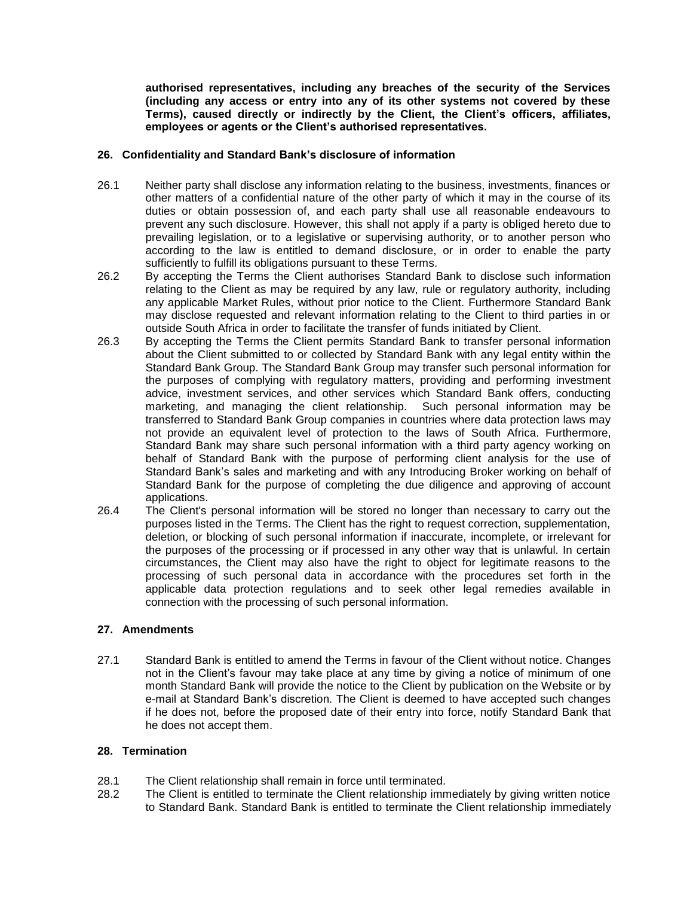**authorised representatives, including any breaches of the security of the Services (including any access or entry into any of its other systems not covered by these Terms), caused directly or indirectly by the Client, the Client's officers, affiliates, employees or agents or the Client's authorised representatives.**

## 26. Confidentiality and Standard Bank's disclosure of information

26.1 Neither party shall disclose any information relating to the business, investments, finances or other matters of a confidential nature of the other party of which it may in the course of its duties or obtain possession of, and each party shall use all reasonable endeavours to prevent any such disclosure. However, this shall not apply if a party is obliged hereto due to prevailing legislation, or to a legislative or supervising authority, or to another person who according to the law is entitled to demand disclosure, or in order to enable the party sufficiently to fulfill its obligations pursuant to these Terms.

26.2 By accepting the Terms the Client authorises Standard Bank to disclose such information relating to the Client as may be required by any law, rule or regulatory authority, including any applicable Market Rules, without prior notice to the Client. Furthermore Standard Bank may disclose requested and relevant information relating to the Client to third parties in or outside South Africa in order to facilitate the transfer of funds initiated by Client.

26.3 By accepting the Terms the Client permits Standard Bank to transfer personal information about the Client submitted to or collected by Standard Bank with any legal entity within the Standard Bank Group. The Standard Bank Group may transfer such personal information for the purposes of complying with regulatory matters, providing and performing investment advice, investment services, and other services which Standard Bank offers, conducting marketing, and managing the client relationship. Such personal information may be transferred to Standard Bank Group companies in countries where data protection laws may not provide an equivalent level of protection to the laws of South Africa. Furthermore, Standard Bank may share such personal information with a third party agency working on behalf of Standard Bank with the purpose of performing client analysis for the use of Standard Bank's sales and marketing and with any Introducing Broker working on behalf of Standard Bank for the purpose of completing the due diligence and approving of account applications.

26.4 The Client's personal information will be stored no longer than necessary to carry out the purposes listed in the Terms. The Client has the right to request correction, supplementation, deletion, or blocking of such personal information if inaccurate, incomplete, or irrelevant for the purposes of the processing or if processed in any other way that is unlawful. In certain circumstances, the Client may also have the right to object for legitimate reasons to the processing of such personal data in accordance with the procedures set forth in the applicable data protection regulations and to seek other legal remedies available in connection with the processing of such personal information.

## 27. Amendments

27.1 Standard Bank is entitled to amend the Terms in favour of the Client without notice. Changes not in the Client's favour may take place at any time by giving a notice of minimum of one month Standard Bank will provide the notice to the Client by publication on the Website or by e-mail at Standard Bank's discretion. The Client is deemed to have accepted such changes if he does not, before the proposed date of their entry into force, notify Standard Bank that he does not accept them.

## 28. Termination

28.1 The Client relationship shall remain in force until terminated.

28.2 The Client is entitled to terminate the Client relationship immediately by giving written notice to Standard Bank. Standard Bank is entitled to terminate the Client relationship immediately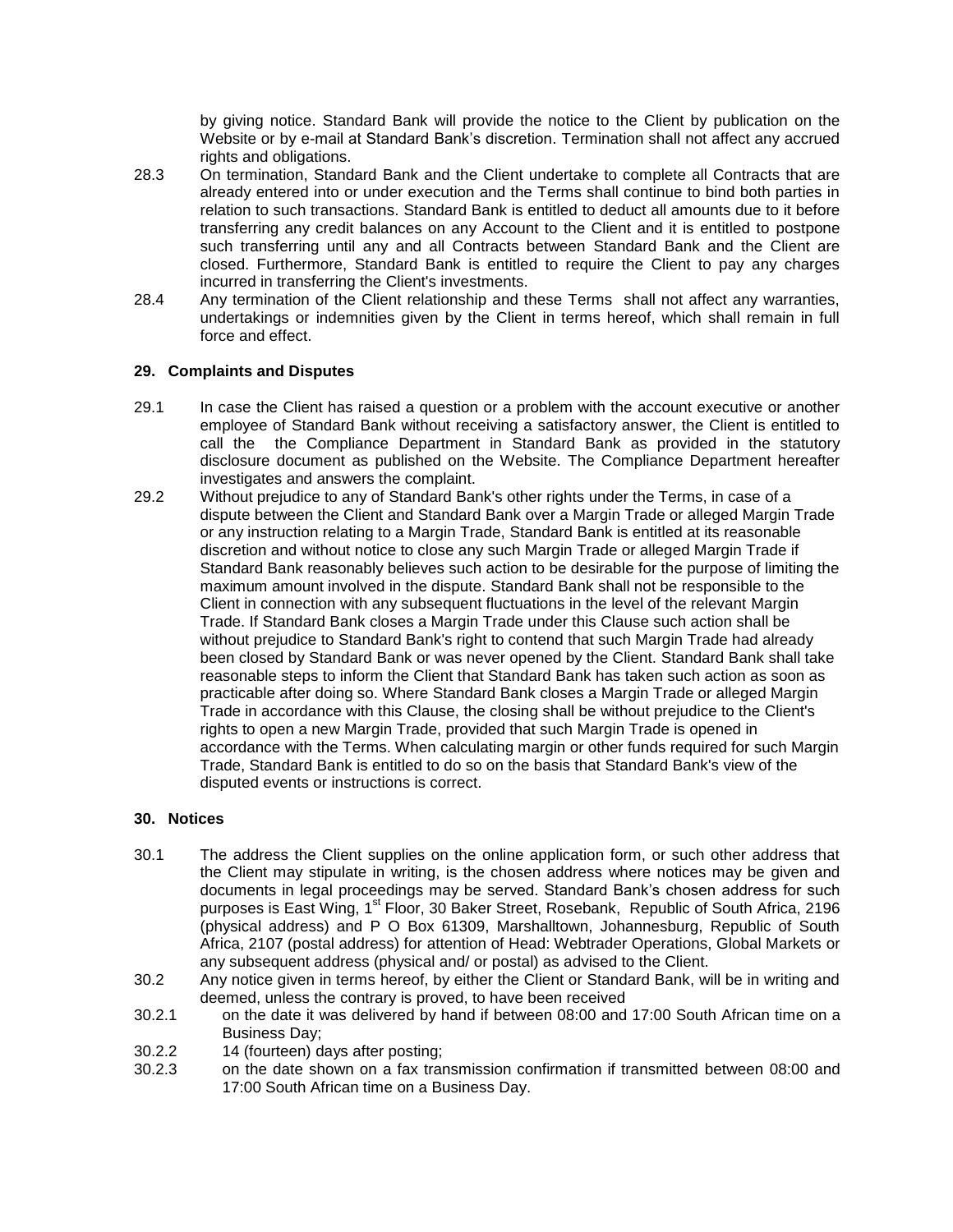by giving notice. Standard Bank will provide the notice to the Client by publication on the Website or by e-mail at Standard Bank's discretion. Termination shall not affect any accrued rights and obligations.

28.3 On termination, Standard Bank and the Client undertake to complete all Contracts that are already entered into or under execution and the Terms shall continue to bind both parties in relation to such transactions. Standard Bank is entitled to deduct all amounts due to it before transferring any credit balances on any Account to the Client and it is entitled to postpone such transferring until any and all Contracts between Standard Bank and the Client are closed. Furthermore, Standard Bank is entitled to require the Client to pay any charges incurred in transferring the Client's investments.

28.4 Any termination of the Client relationship and these Terms shall not affect any warranties, undertakings or indemnities given by the Client in terms hereof, which shall remain in full force and effect.

## 29. Complaints and Disputes

29.1 In case the Client has raised a question or a problem with the account executive or another employee of Standard Bank without receiving a satisfactory answer, the Client is entitled to call the the Compliance Department in Standard Bank as provided in the statutory disclosure document as published on the Website. The Compliance Department hereafter investigates and answers the complaint.

29.2 Without prejudice to any of Standard Bank's other rights under the Terms, in case of a dispute between the Client and Standard Bank over a Margin Trade or alleged Margin Trade or any instruction relating to a Margin Trade, Standard Bank is entitled at its reasonable discretion and without notice to close any such Margin Trade or alleged Margin Trade if Standard Bank reasonably believes such action to be desirable for the purpose of limiting the maximum amount involved in the dispute. Standard Bank shall not be responsible to the Client in connection with any subsequent fluctuations in the level of the relevant Margin Trade. If Standard Bank closes a Margin Trade under this Clause such action shall be without prejudice to Standard Bank's right to contend that such Margin Trade had already been closed by Standard Bank or was never opened by the Client. Standard Bank shall take reasonable steps to inform the Client that Standard Bank has taken such action as soon as practicable after doing so. Where Standard Bank closes a Margin Trade or alleged Margin Trade in accordance with this Clause, the closing shall be without prejudice to the Client's rights to open a new Margin Trade, provided that such Margin Trade is opened in accordance with the Terms. When calculating margin or other funds required for such Margin Trade, Standard Bank is entitled to do so on the basis that Standard Bank's view of the disputed events or instructions is correct.

## 30. Notices

30.1 The address the Client supplies on the online application form, or such other address that the Client may stipulate in writing, is the chosen address where notices may be given and documents in legal proceedings may be served. Standard Bank's chosen address for such purposes is East Wing, 1st Floor, 30 Baker Street, Rosebank, Republic of South Africa, 2196 (physical address) and P O Box 61309, Marshalltown, Johannesburg, Republic of South Africa, 2107 (postal address) for attention of Head: Webtrader Operations, Global Markets or any subsequent address (physical and/ or postal) as advised to the Client.

30.2 Any notice given in terms hereof, by either the Client or Standard Bank, will be in writing and deemed, unless the contrary is proved, to have been received

30.2.1 on the date it was delivered by hand if between 08:00 and 17:00 South African time on a Business Day;

30.2.2 14 (fourteen) days after posting;

30.2.3 on the date shown on a fax transmission confirmation if transmitted between 08:00 and 17:00 South African time on a Business Day.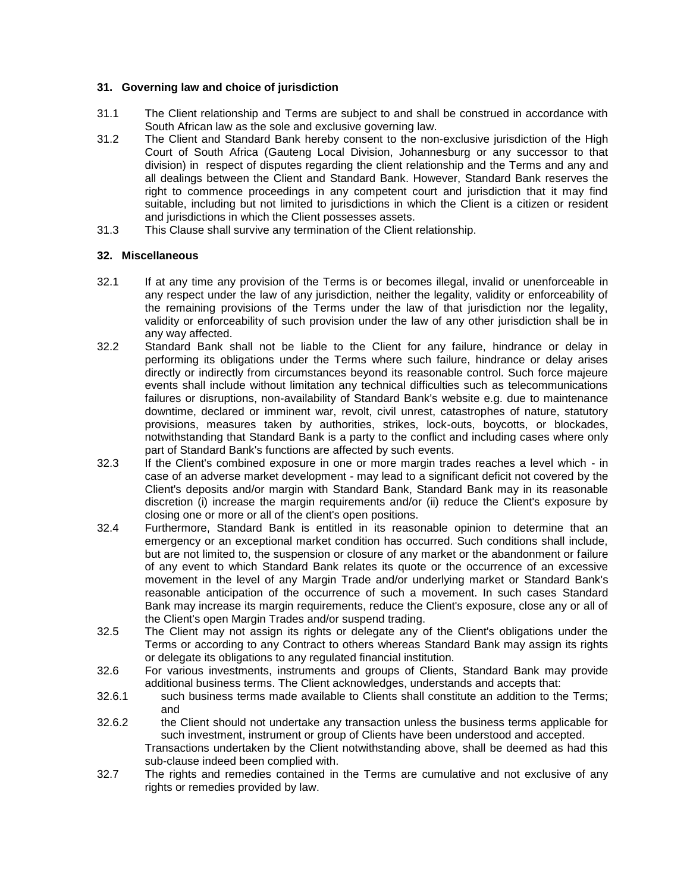## 31. Governing law and choice of jurisdiction

31.1 The Client relationship and Terms are subject to and shall be construed in accordance with South African law as the sole and exclusive governing law.

31.2 The Client and Standard Bank hereby consent to the non-exclusive jurisdiction of the High Court of South Africa (Gauteng Local Division, Johannesburg or any successor to that division) in respect of disputes regarding the client relationship and the Terms and any and all dealings between the Client and Standard Bank. However, Standard Bank reserves the right to commence proceedings in any competent court and jurisdiction that it may find suitable, including but not limited to jurisdictions in which the Client is a citizen or resident and jurisdictions in which the Client possesses assets.

31.3 This Clause shall survive any termination of the Client relationship.

## 32. Miscellaneous

32.1 If at any time any provision of the Terms is or becomes illegal, invalid or unenforceable in any respect under the law of any jurisdiction, neither the legality, validity or enforceability of the remaining provisions of the Terms under the law of that jurisdiction nor the legality, validity or enforceability of such provision under the law of any other jurisdiction shall be in any way affected.

32.2 Standard Bank shall not be liable to the Client for any failure, hindrance or delay in performing its obligations under the Terms where such failure, hindrance or delay arises directly or indirectly from circumstances beyond its reasonable control. Such force majeure events shall include without limitation any technical difficulties such as telecommunications failures or disruptions, non-availability of Standard Bank's website e.g. due to maintenance downtime, declared or imminent war, revolt, civil unrest, catastrophes of nature, statutory provisions, measures taken by authorities, strikes, lock-outs, boycotts, or blockades, notwithstanding that Standard Bank is a party to the conflict and including cases where only part of Standard Bank's functions are affected by such events.

32.3 If the Client's combined exposure in one or more margin trades reaches a level which - in case of an adverse market development - may lead to a significant deficit not covered by the Client's deposits and/or margin with Standard Bank, Standard Bank may in its reasonable discretion (i) increase the margin requirements and/or (ii) reduce the Client's exposure by closing one or more or all of the client's open positions.

32.4 Furthermore, Standard Bank is entitled in its reasonable opinion to determine that an emergency or an exceptional market condition has occurred. Such conditions shall include, but are not limited to, the suspension or closure of any market or the abandonment or failure of any event to which Standard Bank relates its quote or the occurrence of an excessive movement in the level of any Margin Trade and/or underlying market or Standard Bank's reasonable anticipation of the occurrence of such a movement. In such cases Standard Bank may increase its margin requirements, reduce the Client's exposure, close any or all of the Client's open Margin Trades and/or suspend trading.

32.5 The Client may not assign its rights or delegate any of the Client's obligations under the Terms or according to any Contract to others whereas Standard Bank may assign its rights or delegate its obligations to any regulated financial institution.

32.6 For various investments, instruments and groups of Clients, Standard Bank may provide additional business terms. The Client acknowledges, understands and accepts that:

32.6.1 such business terms made available to Clients shall constitute an addition to the Terms; and

32.6.2 the Client should not undertake any transaction unless the business terms applicable for such investment, instrument or group of Clients have been understood and accepted.

Transactions undertaken by the Client notwithstanding above, shall be deemed as had this sub-clause indeed been complied with.

32.7 The rights and remedies contained in the Terms are cumulative and not exclusive of any rights or remedies provided by law.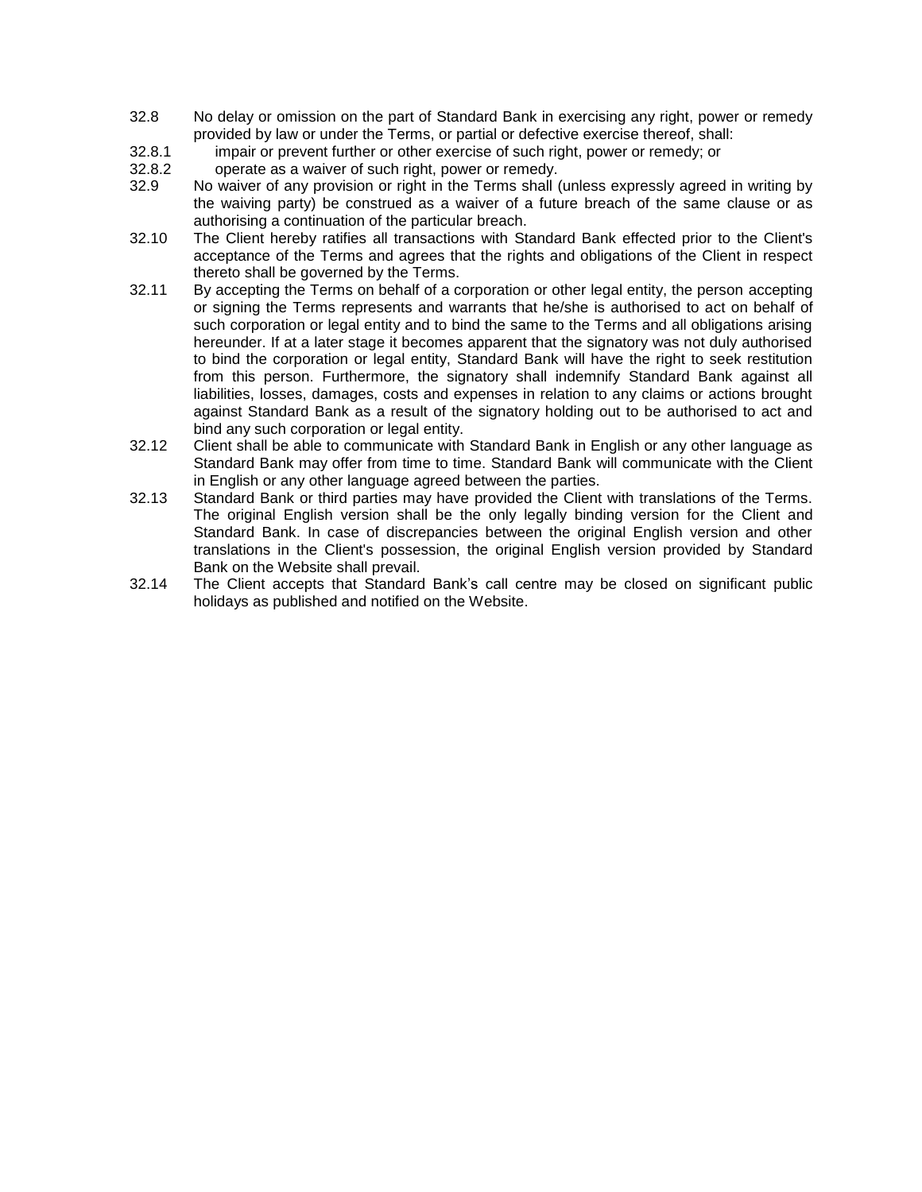32.8 No delay or omission on the part of Standard Bank in exercising any right, power or remedy provided by law or under the Terms, or partial or defective exercise thereof, shall:

32.8.1 impair or prevent further or other exercise of such right, power or remedy; or

32.8.2 operate as a waiver of such right, power or remedy.

32.9 No waiver of any provision or right in the Terms shall (unless expressly agreed in writing by the waiving party) be construed as a waiver of a future breach of the same clause or as authorising a continuation of the particular breach.

32.10 The Client hereby ratifies all transactions with Standard Bank effected prior to the Client's acceptance of the Terms and agrees that the rights and obligations of the Client in respect thereto shall be governed by the Terms.

32.11 By accepting the Terms on behalf of a corporation or other legal entity, the person accepting or signing the Terms represents and warrants that he/she is authorised to act on behalf of such corporation or legal entity and to bind the same to the Terms and all obligations arising hereunder. If at a later stage it becomes apparent that the signatory was not duly authorised to bind the corporation or legal entity, Standard Bank will have the right to seek restitution from this person. Furthermore, the signatory shall indemnify Standard Bank against all liabilities, losses, damages, costs and expenses in relation to any claims or actions brought against Standard Bank as a result of the signatory holding out to be authorised to act and bind any such corporation or legal entity.

32.12 Client shall be able to communicate with Standard Bank in English or any other language as Standard Bank may offer from time to time. Standard Bank will communicate with the Client in English or any other language agreed between the parties.

32.13 Standard Bank or third parties may have provided the Client with translations of the Terms. The original English version shall be the only legally binding version for the Client and Standard Bank. In case of discrepancies between the original English version and other translations in the Client's possession, the original English version provided by Standard Bank on the Website shall prevail.

32.14 The Client accepts that Standard Bank's call centre may be closed on significant public holidays as published and notified on the Website.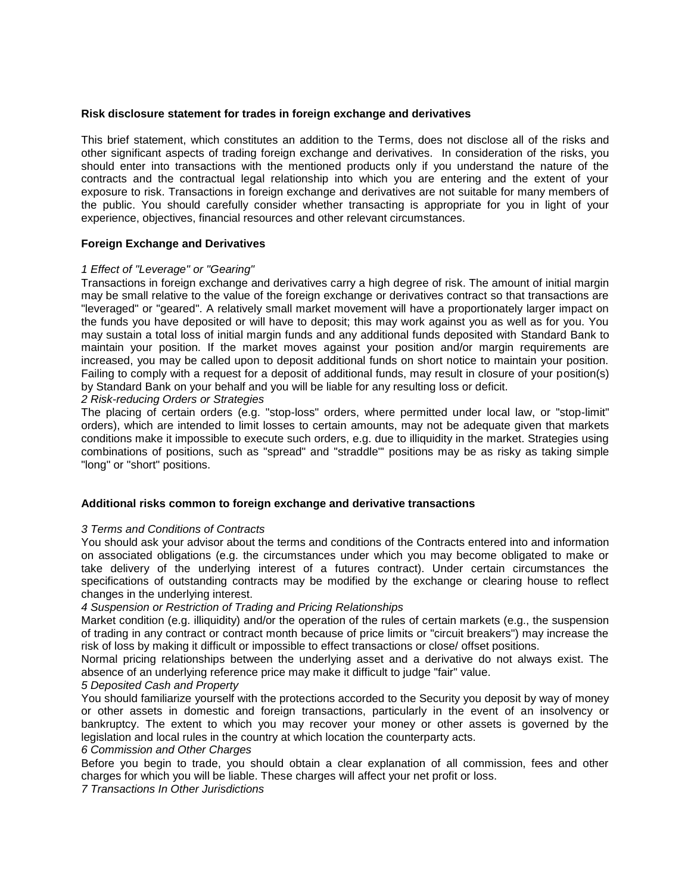**Risk disclosure statement for trades in foreign exchange and derivatives**

This brief statement, which constitutes an addition to the Terms, does not disclose all of the risks and other significant aspects of trading foreign exchange and derivatives.  In consideration of the risks, you should enter into transactions with the mentioned products only if you understand the nature of the contracts and the contractual legal relationship into which you are entering and the extent of your exposure to risk. Transactions in foreign exchange and derivatives are not suitable for many members of the public. You should carefully consider whether transacting is appropriate for you in light of your experience, objectives, financial resources and other relevant circumstances.

**Foreign Exchange and Derivatives**

*1 Effect of "Leverage" or "Gearing"*

Transactions in foreign exchange and derivatives carry a high degree of risk. The amount of initial margin may be small relative to the value of the foreign exchange or derivatives contract so that transactions are "leveraged" or "geared". A relatively small market movement will have a proportionately larger impact on the funds you have deposited or will have to deposit; this may work against you as well as for you. You may sustain a total loss of initial margin funds and any additional funds deposited with Standard Bank to maintain your position. If the market moves against your position and/or margin requirements are increased, you may be called upon to deposit additional funds on short notice to maintain your position. Failing to comply with a request for a deposit of additional funds, may result in closure of your position(s) by Standard Bank on your behalf and you will be liable for any resulting loss or deficit.

*2 Risk-reducing Orders or Strategies*

The placing of certain orders (e.g. "stop-loss" orders, where permitted under local law, or "stop-limit" orders), which are intended to limit losses to certain amounts, may not be adequate given that markets conditions make it impossible to execute such orders, e.g. due to illiquidity in the market. Strategies using combinations of positions, such as "spread" and "straddle"' positions may be as risky as taking simple "long" or "short" positions.

**Additional risks common to foreign exchange and derivative transactions**

*3 Terms and Conditions of Contracts*

You should ask your advisor about the terms and conditions of the Contracts entered into and information on associated obligations (e.g. the circumstances under which you may become obligated to make or take delivery of the underlying interest of a futures contract). Under certain circumstances the specifications of outstanding contracts may be modified by the exchange or clearing house to reflect changes in the underlying interest.

*4 Suspension or Restriction of Trading and Pricing Relationships*

Market condition (e.g. illiquidity) and/or the operation of the rules of certain markets (e.g., the suspension of trading in any contract or contract month because of price limits or "circuit breakers") may increase the risk of loss by making it difficult or impossible to effect transactions or close/ offset positions.

Normal pricing relationships between the underlying asset and a derivative do not always exist. The absence of an underlying reference price may make it difficult to judge "fair" value.

*5 Deposited Cash and Property*

You should familiarize yourself with the protections accorded to the Security you deposit by way of money or other assets in domestic and foreign transactions, particularly in the event of an insolvency or bankruptcy. The extent to which you may recover your money or other assets is governed by the legislation and local rules in the country at which location the counterparty acts.

*6 Commission and Other Charges*

Before you begin to trade, you should obtain a clear explanation of all commission, fees and other charges for which you will be liable. These charges will affect your net profit or loss.

*7 Transactions In Other Jurisdictions*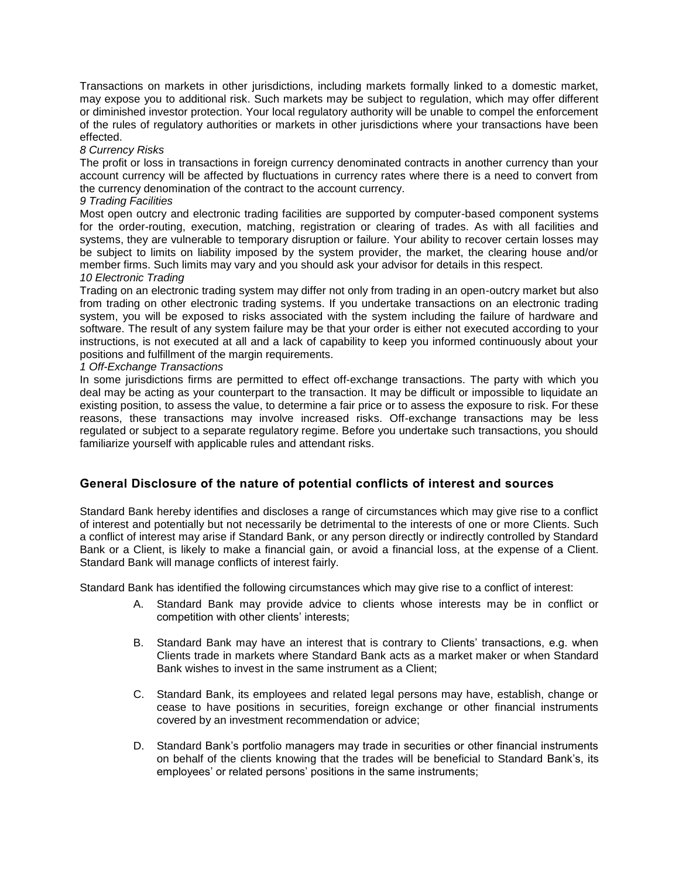Transactions on markets in other jurisdictions, including markets formally linked to a domestic market, may expose you to additional risk. Such markets may be subject to regulation, which may offer different or diminished investor protection. Your local regulatory authority will be unable to compel the enforcement of the rules of regulatory authorities or markets in other jurisdictions where your transactions have been effected.

*8 Currency Risks*

The profit or loss in transactions in foreign currency denominated contracts in another currency than your account currency will be affected by fluctuations in currency rates where there is a need to convert from the currency denomination of the contract to the account currency.

*9 Trading Facilities*

Most open outcry and electronic trading facilities are supported by computer-based component systems for the order-routing, execution, matching, registration or clearing of trades. As with all facilities and systems, they are vulnerable to temporary disruption or failure. Your ability to recover certain losses may be subject to limits on liability imposed by the system provider, the market, the clearing house and/or member firms. Such limits may vary and you should ask your advisor for details in this respect.

*10 Electronic Trading*

Trading on an electronic trading system may differ not only from trading in an open-outcry market but also from trading on other electronic trading systems. If you undertake transactions on an electronic trading system, you will be exposed to risks associated with the system including the failure of hardware and software. The result of any system failure may be that your order is either not executed according to your instructions, is not executed at all and a lack of capability to keep you informed continuously about your positions and fulfillment of the margin requirements.

*1 Off-Exchange Transactions*

In some jurisdictions firms are permitted to effect off-exchange transactions. The party with which you deal may be acting as your counterpart to the transaction. It may be difficult or impossible to liquidate an existing position, to assess the value, to determine a fair price or to assess the exposure to risk. For these reasons, these transactions may involve increased risks. Off-exchange transactions may be less regulated or subject to a separate regulatory regime. Before you undertake such transactions, you should familiarize yourself with applicable rules and attendant risks.

## General Disclosure of the nature of potential conflicts of interest and sources

Standard Bank hereby identifies and discloses a range of circumstances which may give rise to a conflict of interest and potentially but not necessarily be detrimental to the interests of one or more Clients. Such a conflict of interest may arise if Standard Bank, or any person directly or indirectly controlled by Standard Bank or a Client, is likely to make a financial gain, or avoid a financial loss, at the expense of a Client. Standard Bank will manage conflicts of interest fairly.

Standard Bank has identified the following circumstances which may give rise to a conflict of interest:

A. Standard Bank may provide advice to clients whose interests may be in conflict or competition with other clients' interests;

B. Standard Bank may have an interest that is contrary to Clients' transactions, e.g. when Clients trade in markets where Standard Bank acts as a market maker or when Standard Bank wishes to invest in the same instrument as a Client;

C. Standard Bank, its employees and related legal persons may have, establish, change or cease to have positions in securities, foreign exchange or other financial instruments covered by an investment recommendation or advice;

D. Standard Bank's portfolio managers may trade in securities or other financial instruments on behalf of the clients knowing that the trades will be beneficial to Standard Bank's, its employees' or related persons' positions in the same instruments;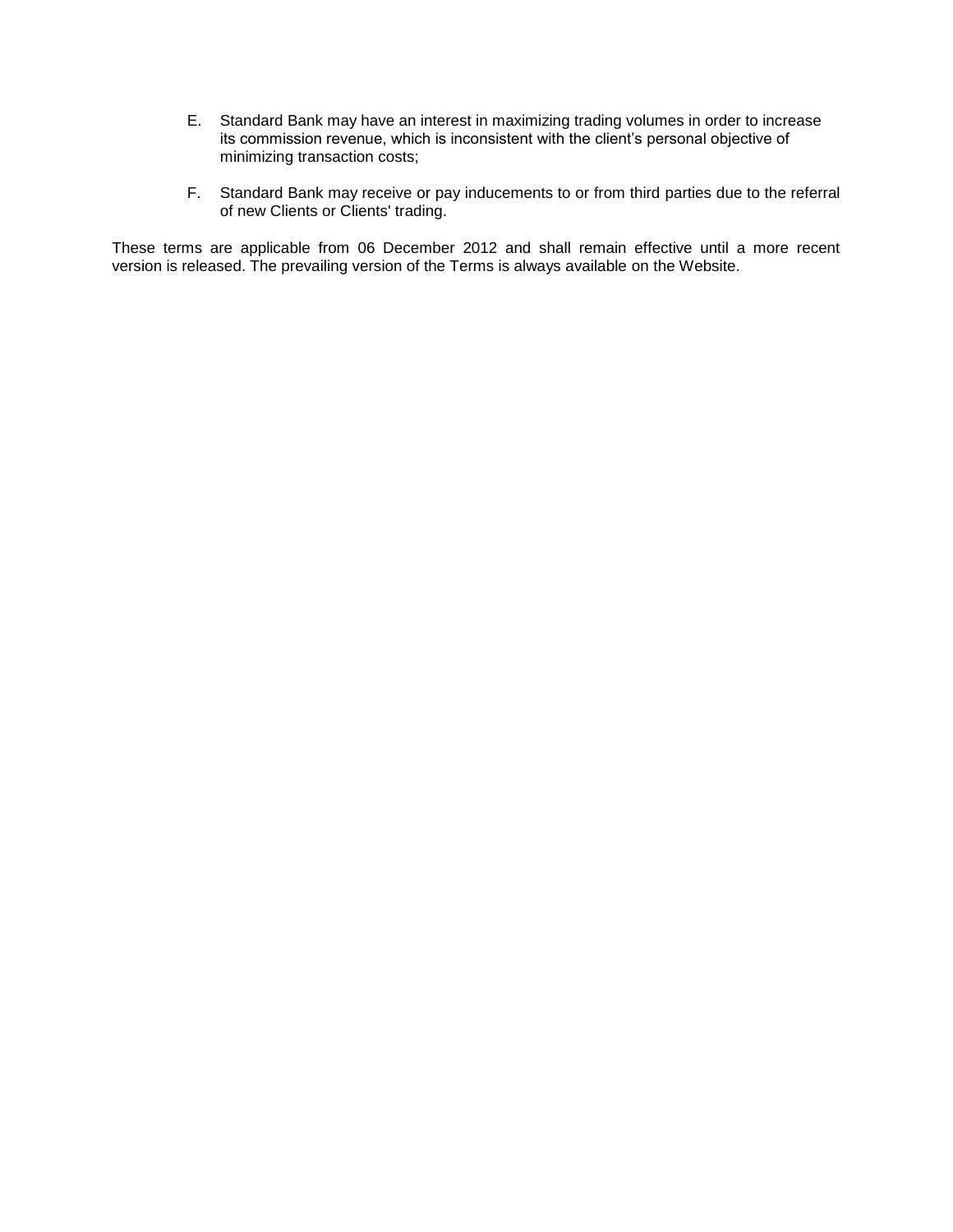E. Standard Bank may have an interest in maximizing trading volumes in order to increase its commission revenue, which is inconsistent with the client's personal objective of minimizing transaction costs;

F. Standard Bank may receive or pay inducements to or from third parties due to the referral of new Clients or Clients' trading.

These terms are applicable from 06 December 2012 and shall remain effective until a more recent version is released. The prevailing version of the Terms is always available on the Website.